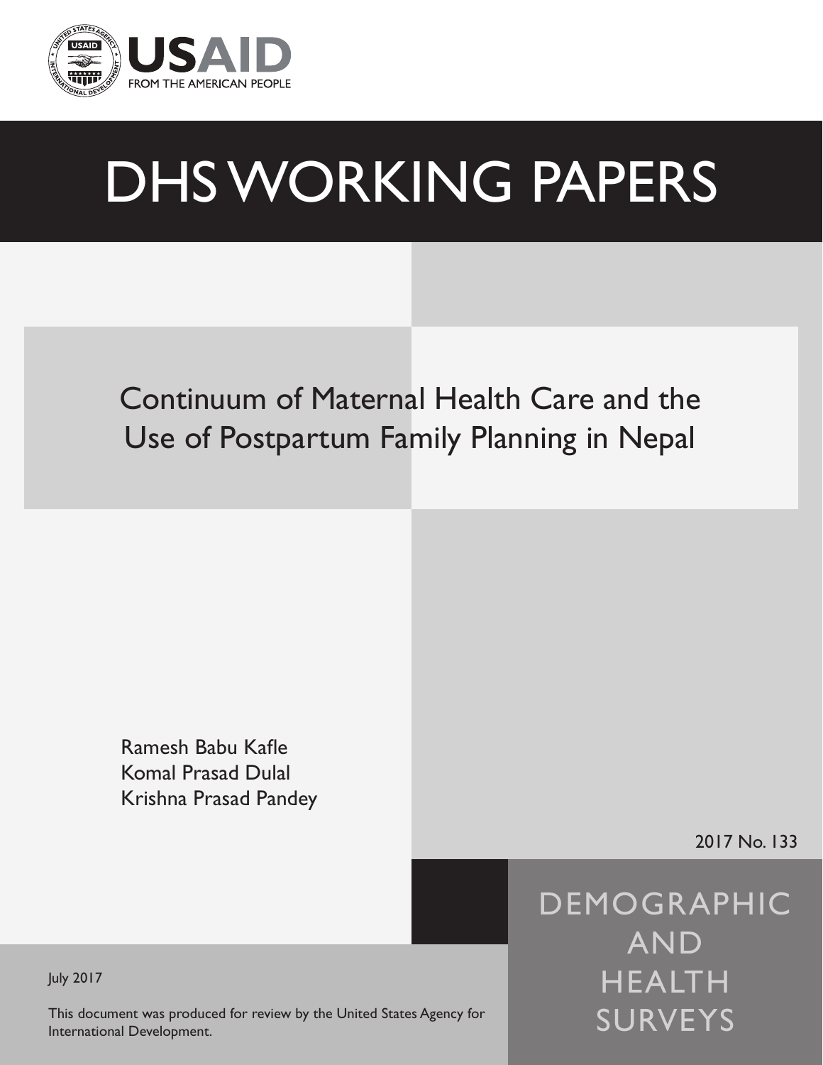USAID

FROM THE AMERICAN PEOPLE

# DHS WORKING PAPERS

## Continuum of Maternal Health Care and the Use of Postpartum Family Planning in Nepal

Ramesh Babu Kafle
Komal Prasad Dulal
Krishna Prasad Pandey

2017 No. 133

DEMOGRAPHIC AND HEALTH SURVEYS

July 2017

This document was produced for review by the United States Agency for International Development.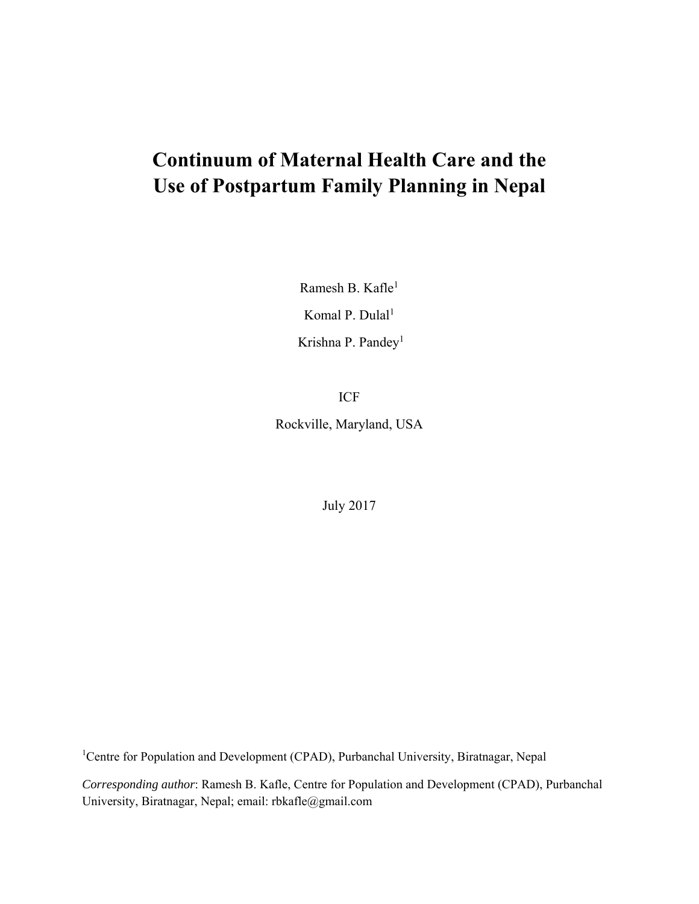# Continuum of Maternal Health Care and the Use of Postpartum Family Planning in Nepal

Ramesh B. Kafle[1]

Komal P. Dulal[1]

Krishna P. Pandey[1]

ICF

Rockville, Maryland, USA

July 2017

[1]Centre for Population and Development (CPAD), Purbanchal University, Biratnagar, Nepal

*Corresponding author*: Ramesh B. Kafle, Centre for Population and Development (CPAD), Purbanchal University, Biratnagar, Nepal; email: rbkafle@gmail.com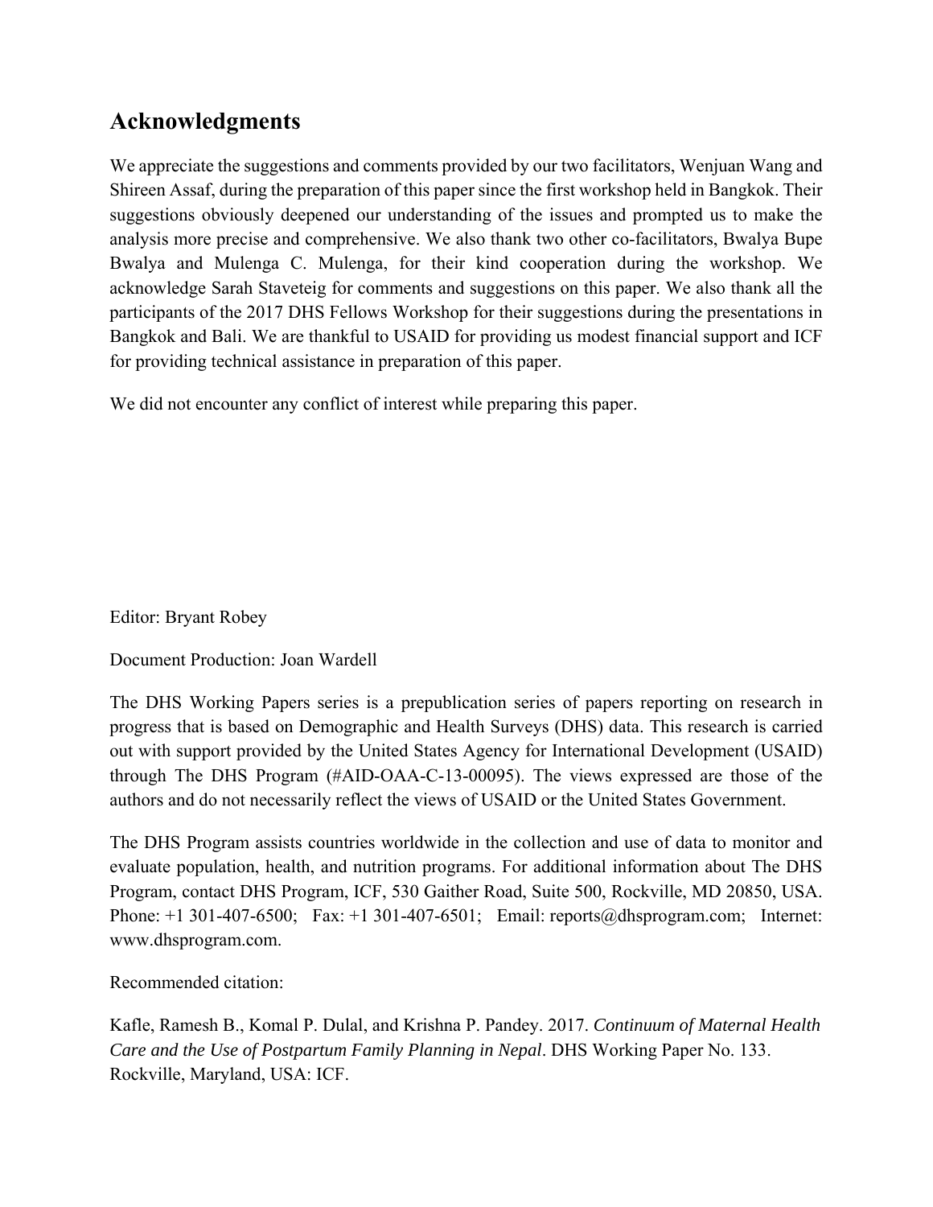## Acknowledgments

We appreciate the suggestions and comments provided by our two facilitators, Wenjuan Wang and Shireen Assaf, during the preparation of this paper since the first workshop held in Bangkok. Their suggestions obviously deepened our understanding of the issues and prompted us to make the analysis more precise and comprehensive. We also thank two other co-facilitators, Bwalya Bupe Bwalya and Mulenga C. Mulenga, for their kind cooperation during the workshop. We acknowledge Sarah Staveteig for comments and suggestions on this paper. We also thank all the participants of the 2017 DHS Fellows Workshop for their suggestions during the presentations in Bangkok and Bali. We are thankful to USAID for providing us modest financial support and ICF for providing technical assistance in preparation of this paper.

We did not encounter any conflict of interest while preparing this paper.

Editor: Bryant Robey

Document Production: Joan Wardell

The DHS Working Papers series is a prepublication series of papers reporting on research in progress that is based on Demographic and Health Surveys (DHS) data. This research is carried out with support provided by the United States Agency for International Development (USAID) through The DHS Program (#AID-OAA-C-13-00095). The views expressed are those of the authors and do not necessarily reflect the views of USAID or the United States Government.

The DHS Program assists countries worldwide in the collection and use of data to monitor and evaluate population, health, and nutrition programs. For additional information about The DHS Program, contact DHS Program, ICF, 530 Gaither Road, Suite 500, Rockville, MD 20850, USA. Phone: +1 301-407-6500; Fax: +1 301-407-6501; Email: reports@dhsprogram.com; Internet: www.dhsprogram.com.

Recommended citation:

Kafle, Ramesh B., Komal P. Dulal, and Krishna P. Pandey. 2017. *Continuum of Maternal Health Care and the Use of Postpartum Family Planning in Nepal*. DHS Working Paper No. 133. Rockville, Maryland, USA: ICF.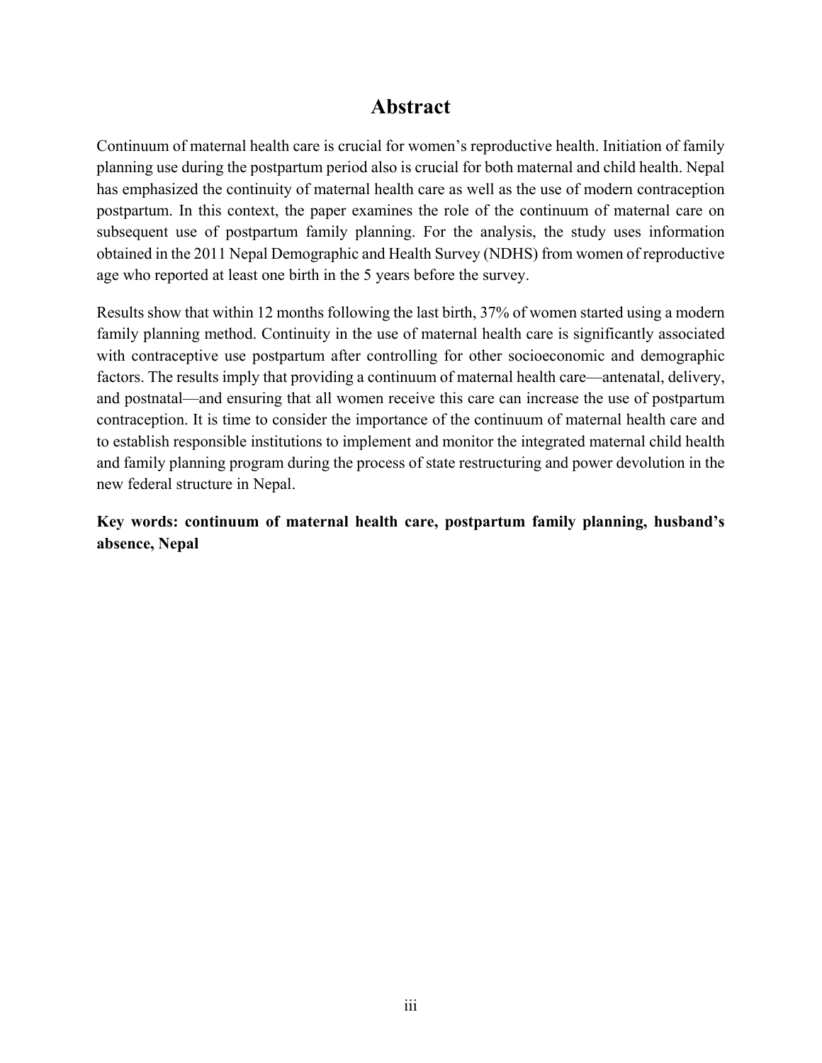# Abstract

Continuum of maternal health care is crucial for women's reproductive health. Initiation of family planning use during the postpartum period also is crucial for both maternal and child health. Nepal has emphasized the continuity of maternal health care as well as the use of modern contraception postpartum. In this context, the paper examines the role of the continuum of maternal care on subsequent use of postpartum family planning. For the analysis, the study uses information obtained in the 2011 Nepal Demographic and Health Survey (NDHS) from women of reproductive age who reported at least one birth in the 5 years before the survey.

Results show that within 12 months following the last birth, 37% of women started using a modern family planning method. Continuity in the use of maternal health care is significantly associated with contraceptive use postpartum after controlling for other socioeconomic and demographic factors. The results imply that providing a continuum of maternal health care—antenatal, delivery, and postnatal—and ensuring that all women receive this care can increase the use of postpartum contraception. It is time to consider the importance of the continuum of maternal health care and to establish responsible institutions to implement and monitor the integrated maternal child health and family planning program during the process of state restructuring and power devolution in the new federal structure in Nepal.

**Key words: continuum of maternal health care, postpartum family planning, husband's absence, Nepal**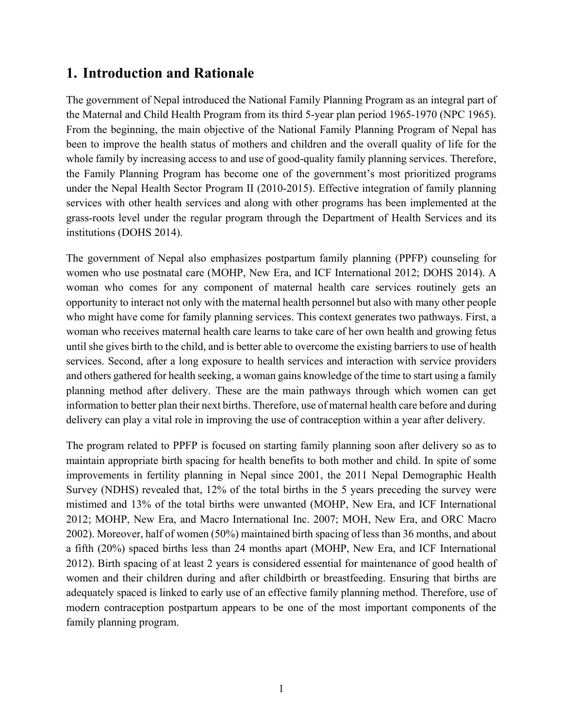# 1. Introduction and Rationale

The government of Nepal introduced the National Family Planning Program as an integral part of the Maternal and Child Health Program from its third 5-year plan period 1965-1970 (NPC 1965). From the beginning, the main objective of the National Family Planning Program of Nepal has been to improve the health status of mothers and children and the overall quality of life for the whole family by increasing access to and use of good-quality family planning services. Therefore, the Family Planning Program has become one of the government's most prioritized programs under the Nepal Health Sector Program II (2010-2015). Effective integration of family planning services with other health services and along with other programs has been implemented at the grass-roots level under the regular program through the Department of Health Services and its institutions (DOHS 2014).

The government of Nepal also emphasizes postpartum family planning (PPFP) counseling for women who use postnatal care (MOHP, New Era, and ICF International 2012; DOHS 2014). A woman who comes for any component of maternal health care services routinely gets an opportunity to interact not only with the maternal health personnel but also with many other people who might have come for family planning services. This context generates two pathways. First, a woman who receives maternal health care learns to take care of her own health and growing fetus until she gives birth to the child, and is better able to overcome the existing barriers to use of health services. Second, after a long exposure to health services and interaction with service providers and others gathered for health seeking, a woman gains knowledge of the time to start using a family planning method after delivery. These are the main pathways through which women can get information to better plan their next births. Therefore, use of maternal health care before and during delivery can play a vital role in improving the use of contraception within a year after delivery.

The program related to PPFP is focused on starting family planning soon after delivery so as to maintain appropriate birth spacing for health benefits to both mother and child. In spite of some improvements in fertility planning in Nepal since 2001, the 2011 Nepal Demographic Health Survey (NDHS) revealed that, 12% of the total births in the 5 years preceding the survey were mistimed and 13% of the total births were unwanted (MOHP, New Era, and ICF International 2012; MOHP, New Era, and Macro International Inc. 2007; MOH, New Era, and ORC Macro 2002). Moreover, half of women (50%) maintained birth spacing of less than 36 months, and about a fifth (20%) spaced births less than 24 months apart (MOHP, New Era, and ICF International 2012). Birth spacing of at least 2 years is considered essential for maintenance of good health of women and their children during and after childbirth or breastfeeding. Ensuring that births are adequately spaced is linked to early use of an effective family planning method. Therefore, use of modern contraception postpartum appears to be one of the most important components of the family planning program.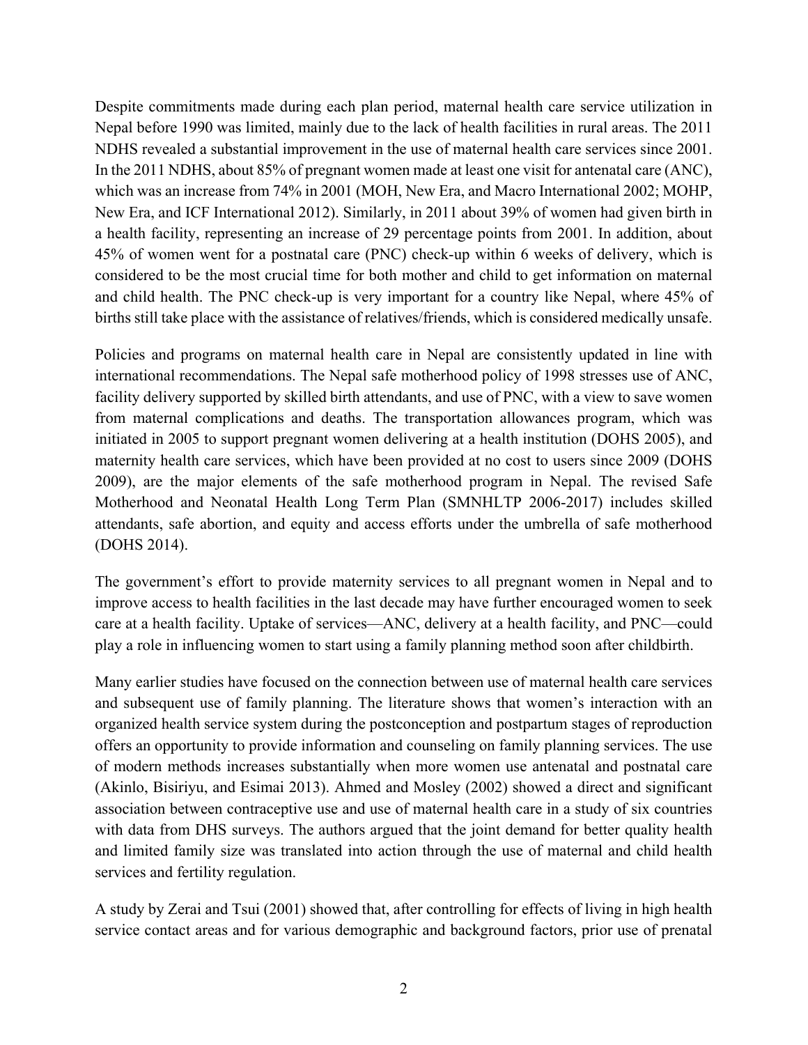Despite commitments made during each plan period, maternal health care service utilization in Nepal before 1990 was limited, mainly due to the lack of health facilities in rural areas. The 2011 NDHS revealed a substantial improvement in the use of maternal health care services since 2001. In the 2011 NDHS, about 85% of pregnant women made at least one visit for antenatal care (ANC), which was an increase from 74% in 2001 (MOH, New Era, and Macro International 2002; MOHP, New Era, and ICF International 2012). Similarly, in 2011 about 39% of women had given birth in a health facility, representing an increase of 29 percentage points from 2001. In addition, about 45% of women went for a postnatal care (PNC) check-up within 6 weeks of delivery, which is considered to be the most crucial time for both mother and child to get information on maternal and child health. The PNC check-up is very important for a country like Nepal, where 45% of births still take place with the assistance of relatives/friends, which is considered medically unsafe.

Policies and programs on maternal health care in Nepal are consistently updated in line with international recommendations. The Nepal safe motherhood policy of 1998 stresses use of ANC, facility delivery supported by skilled birth attendants, and use of PNC, with a view to save women from maternal complications and deaths. The transportation allowances program, which was initiated in 2005 to support pregnant women delivering at a health institution (DOHS 2005), and maternity health care services, which have been provided at no cost to users since 2009 (DOHS 2009), are the major elements of the safe motherhood program in Nepal. The revised Safe Motherhood and Neonatal Health Long Term Plan (SMNHLTP 2006-2017) includes skilled attendants, safe abortion, and equity and access efforts under the umbrella of safe motherhood (DOHS 2014).

The government's effort to provide maternity services to all pregnant women in Nepal and to improve access to health facilities in the last decade may have further encouraged women to seek care at a health facility. Uptake of services—ANC, delivery at a health facility, and PNC—could play a role in influencing women to start using a family planning method soon after childbirth.

Many earlier studies have focused on the connection between use of maternal health care services and subsequent use of family planning. The literature shows that women's interaction with an organized health service system during the postconception and postpartum stages of reproduction offers an opportunity to provide information and counseling on family planning services. The use of modern methods increases substantially when more women use antenatal and postnatal care (Akinlo, Bisiriyu, and Esimai 2013). Ahmed and Mosley (2002) showed a direct and significant association between contraceptive use and use of maternal health care in a study of six countries with data from DHS surveys. The authors argued that the joint demand for better quality health and limited family size was translated into action through the use of maternal and child health services and fertility regulation.

A study by Zerai and Tsui (2001) showed that, after controlling for effects of living in high health service contact areas and for various demographic and background factors, prior use of prenatal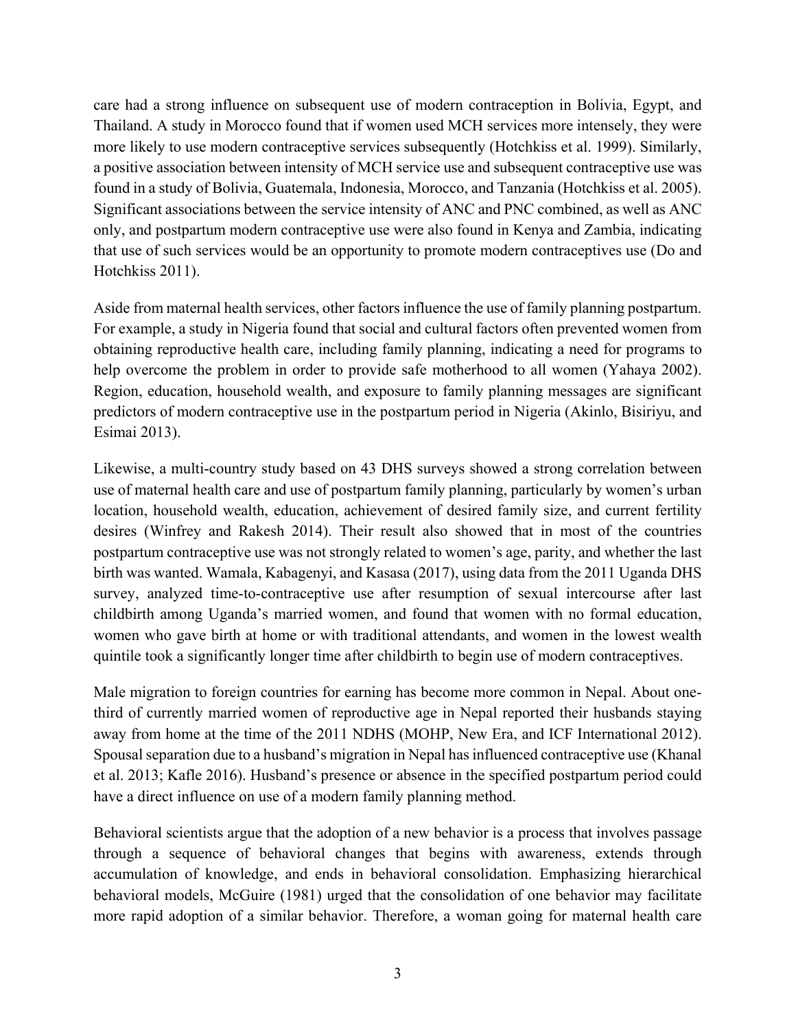care had a strong influence on subsequent use of modern contraception in Bolivia, Egypt, and Thailand. A study in Morocco found that if women used MCH services more intensely, they were more likely to use modern contraceptive services subsequently (Hotchkiss et al. 1999). Similarly, a positive association between intensity of MCH service use and subsequent contraceptive use was found in a study of Bolivia, Guatemala, Indonesia, Morocco, and Tanzania (Hotchkiss et al. 2005). Significant associations between the service intensity of ANC and PNC combined, as well as ANC only, and postpartum modern contraceptive use were also found in Kenya and Zambia, indicating that use of such services would be an opportunity to promote modern contraceptives use (Do and Hotchkiss 2011).

Aside from maternal health services, other factors influence the use of family planning postpartum. For example, a study in Nigeria found that social and cultural factors often prevented women from obtaining reproductive health care, including family planning, indicating a need for programs to help overcome the problem in order to provide safe motherhood to all women (Yahaya 2002). Region, education, household wealth, and exposure to family planning messages are significant predictors of modern contraceptive use in the postpartum period in Nigeria (Akinlo, Bisiriyu, and Esimai 2013).

Likewise, a multi-country study based on 43 DHS surveys showed a strong correlation between use of maternal health care and use of postpartum family planning, particularly by women's urban location, household wealth, education, achievement of desired family size, and current fertility desires (Winfrey and Rakesh 2014). Their result also showed that in most of the countries postpartum contraceptive use was not strongly related to women's age, parity, and whether the last birth was wanted. Wamala, Kabagenyi, and Kasasa (2017), using data from the 2011 Uganda DHS survey, analyzed time-to-contraceptive use after resumption of sexual intercourse after last childbirth among Uganda's married women, and found that women with no formal education, women who gave birth at home or with traditional attendants, and women in the lowest wealth quintile took a significantly longer time after childbirth to begin use of modern contraceptives.

Male migration to foreign countries for earning has become more common in Nepal. About one-third of currently married women of reproductive age in Nepal reported their husbands staying away from home at the time of the 2011 NDHS (MOHP, New Era, and ICF International 2012). Spousal separation due to a husband's migration in Nepal has influenced contraceptive use (Khanal et al. 2013; Kafle 2016). Husband's presence or absence in the specified postpartum period could have a direct influence on use of a modern family planning method.

Behavioral scientists argue that the adoption of a new behavior is a process that involves passage through a sequence of behavioral changes that begins with awareness, extends through accumulation of knowledge, and ends in behavioral consolidation. Emphasizing hierarchical behavioral models, McGuire (1981) urged that the consolidation of one behavior may facilitate more rapid adoption of a similar behavior. Therefore, a woman going for maternal health care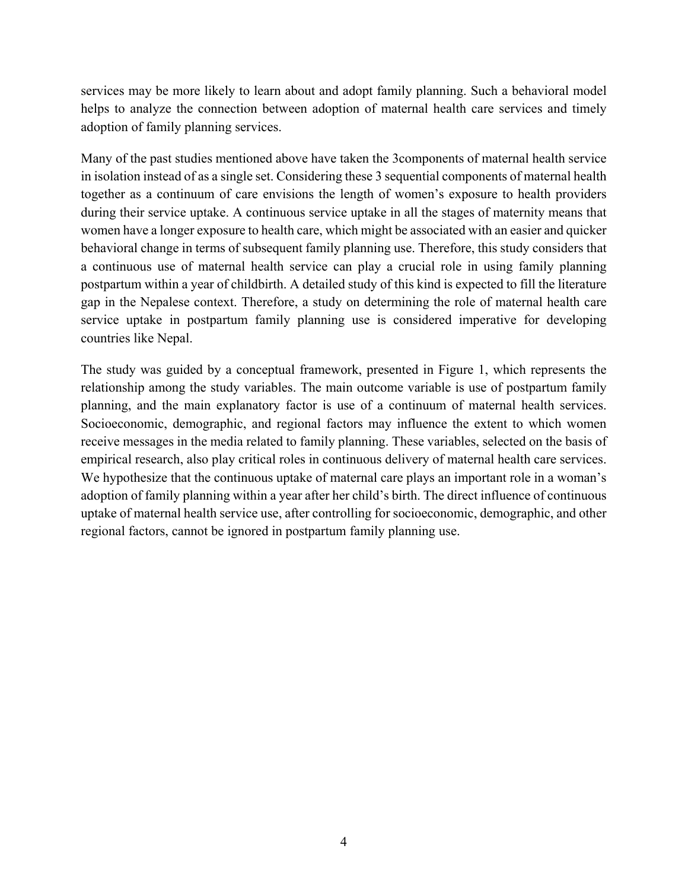services may be more likely to learn about and adopt family planning. Such a behavioral model helps to analyze the connection between adoption of maternal health care services and timely adoption of family planning services.

Many of the past studies mentioned above have taken the 3components of maternal health service in isolation instead of as a single set. Considering these 3 sequential components of maternal health together as a continuum of care envisions the length of women's exposure to health providers during their service uptake. A continuous service uptake in all the stages of maternity means that women have a longer exposure to health care, which might be associated with an easier and quicker behavioral change in terms of subsequent family planning use. Therefore, this study considers that a continuous use of maternal health service can play a crucial role in using family planning postpartum within a year of childbirth. A detailed study of this kind is expected to fill the literature gap in the Nepalese context. Therefore, a study on determining the role of maternal health care service uptake in postpartum family planning use is considered imperative for developing countries like Nepal.

The study was guided by a conceptual framework, presented in Figure 1, which represents the relationship among the study variables. The main outcome variable is use of postpartum family planning, and the main explanatory factor is use of a continuum of maternal health services. Socioeconomic, demographic, and regional factors may influence the extent to which women receive messages in the media related to family planning. These variables, selected on the basis of empirical research, also play critical roles in continuous delivery of maternal health care services. We hypothesize that the continuous uptake of maternal care plays an important role in a woman's adoption of family planning within a year after her child's birth. The direct influence of continuous uptake of maternal health service use, after controlling for socioeconomic, demographic, and other regional factors, cannot be ignored in postpartum family planning use.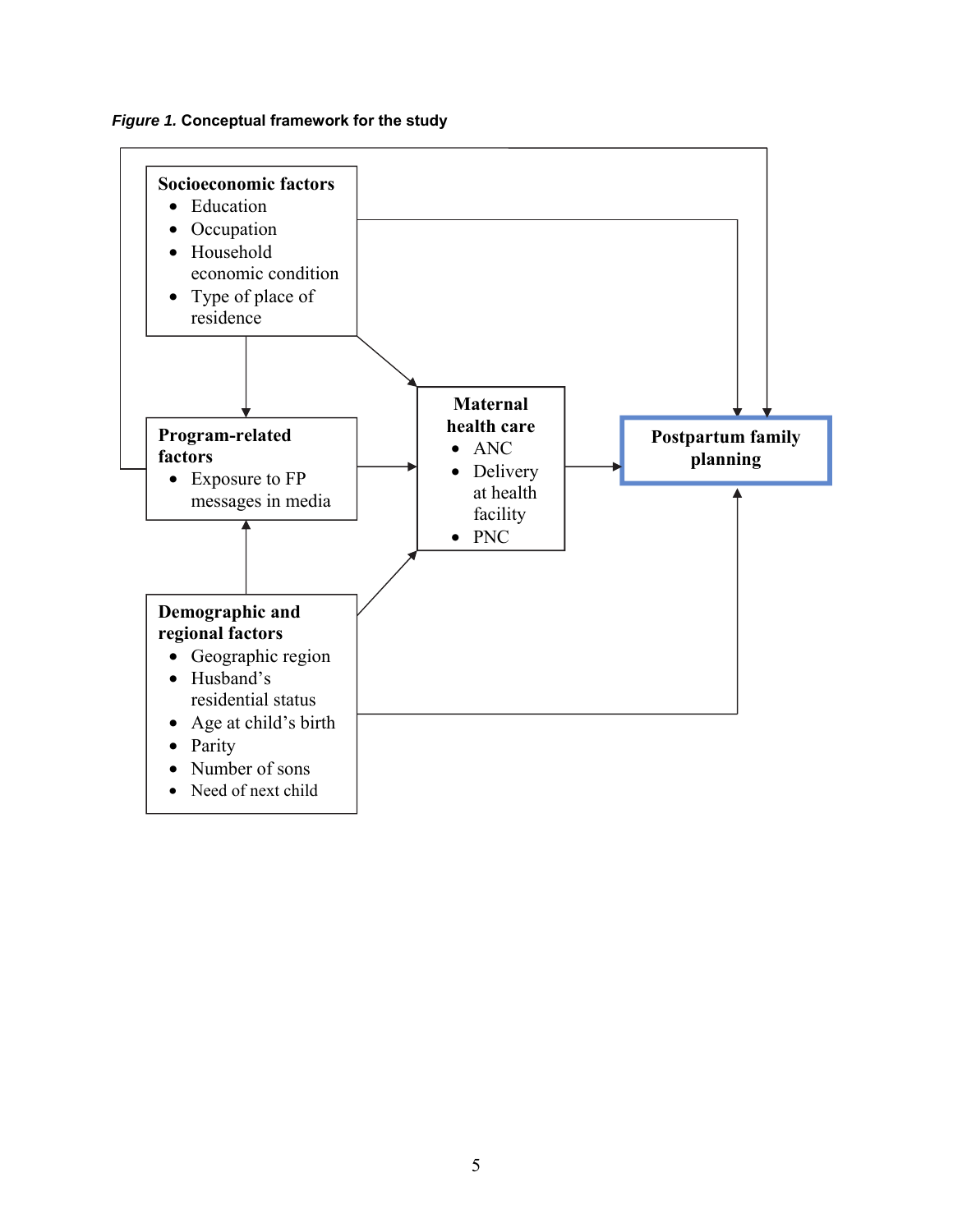*Figure 1.* **Conceptual framework for the study**

**Socioeconomic factors**
- Education
- Occupation
- Household economic condition
- Type of place of residence

**Program-related factors**
- Exposure to FP messages in media

**Demographic and regional factors**
- Geographic region
- Husband's residential status
- Age at child's birth
- Parity
- Number of sons
- Need of next child

**Maternal health care**
- ANC
- Delivery at health facility
- PNC

**Postpartum family planning**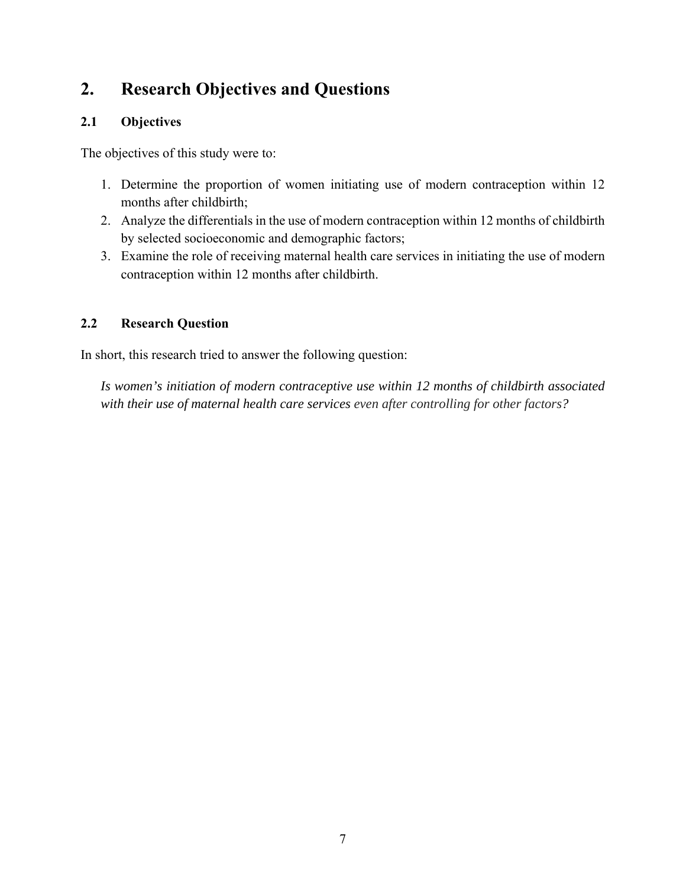# 2. Research Objectives and Questions

## 2.1 Objectives

The objectives of this study were to:

1. Determine the proportion of women initiating use of modern contraception within 12 months after childbirth;
2. Analyze the differentials in the use of modern contraception within 12 months of childbirth by selected socioeconomic and demographic factors;
3. Examine the role of receiving maternal health care services in initiating the use of modern contraception within 12 months after childbirth.

## 2.2 Research Question

In short, this research tried to answer the following question:

*Is women's initiation of modern contraceptive use within 12 months of childbirth associated with their use of maternal health care services even after controlling for other factors?*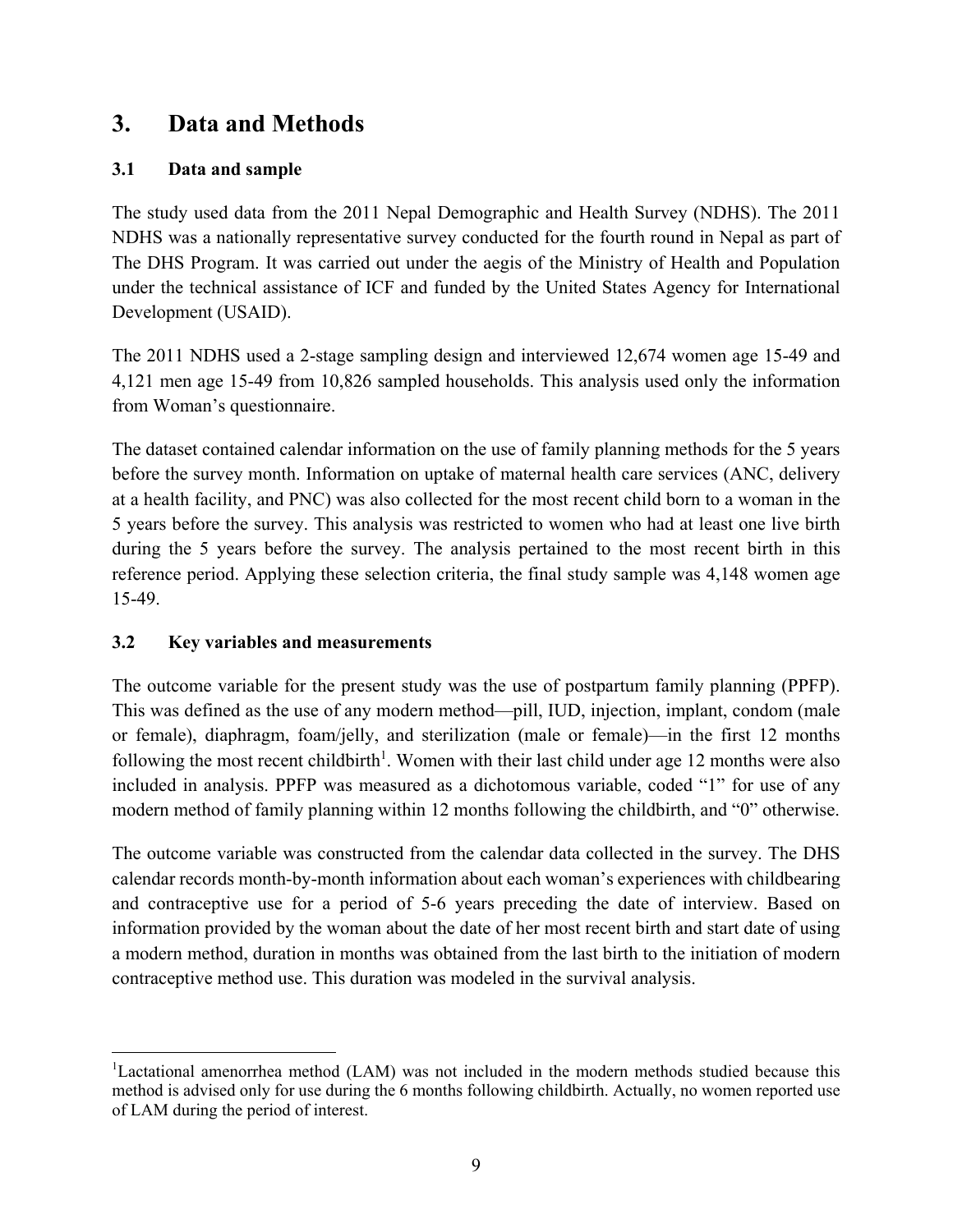# 3. Data and Methods

## 3.1 Data and sample

The study used data from the 2011 Nepal Demographic and Health Survey (NDHS). The 2011 NDHS was a nationally representative survey conducted for the fourth round in Nepal as part of The DHS Program. It was carried out under the aegis of the Ministry of Health and Population under the technical assistance of ICF and funded by the United States Agency for International Development (USAID).

The 2011 NDHS used a 2-stage sampling design and interviewed 12,674 women age 15-49 and 4,121 men age 15-49 from 10,826 sampled households. This analysis used only the information from Woman's questionnaire.

The dataset contained calendar information on the use of family planning methods for the 5 years before the survey month. Information on uptake of maternal health care services (ANC, delivery at a health facility, and PNC) was also collected for the most recent child born to a woman in the 5 years before the survey. This analysis was restricted to women who had at least one live birth during the 5 years before the survey. The analysis pertained to the most recent birth in this reference period. Applying these selection criteria, the final study sample was 4,148 women age 15-49.

## 3.2 Key variables and measurements

The outcome variable for the present study was the use of postpartum family planning (PPFP). This was defined as the use of any modern method—pill, IUD, injection, implant, condom (male or female), diaphragm, foam/jelly, and sterilization (male or female)—in the first 12 months following the most recent childbirth[1]. Women with their last child under age 12 months were also included in analysis. PPFP was measured as a dichotomous variable, coded "1" for use of any modern method of family planning within 12 months following the childbirth, and "0" otherwise.

The outcome variable was constructed from the calendar data collected in the survey. The DHS calendar records month-by-month information about each woman's experiences with childbearing and contraceptive use for a period of 5-6 years preceding the date of interview. Based on information provided by the woman about the date of her most recent birth and start date of using a modern method, duration in months was obtained from the last birth to the initiation of modern contraceptive method use. This duration was modeled in the survival analysis.

---

[1] Lactational amenorrhea method (LAM) was not included in the modern methods studied because this method is advised only for use during the 6 months following childbirth. Actually, no women reported use of LAM during the period of interest.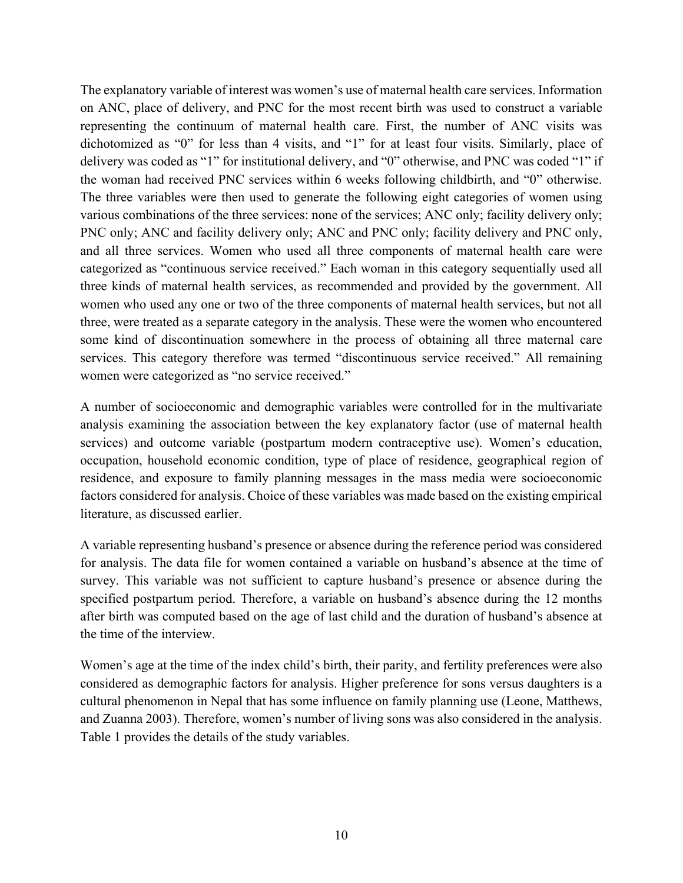The explanatory variable of interest was women's use of maternal health care services. Information on ANC, place of delivery, and PNC for the most recent birth was used to construct a variable representing the continuum of maternal health care. First, the number of ANC visits was dichotomized as "0" for less than 4 visits, and "1" for at least four visits. Similarly, place of delivery was coded as "1" for institutional delivery, and "0" otherwise, and PNC was coded "1" if the woman had received PNC services within 6 weeks following childbirth, and "0" otherwise. The three variables were then used to generate the following eight categories of women using various combinations of the three services: none of the services; ANC only; facility delivery only; PNC only; ANC and facility delivery only; ANC and PNC only; facility delivery and PNC only, and all three services. Women who used all three components of maternal health care were categorized as "continuous service received." Each woman in this category sequentially used all three kinds of maternal health services, as recommended and provided by the government. All women who used any one or two of the three components of maternal health services, but not all three, were treated as a separate category in the analysis. These were the women who encountered some kind of discontinuation somewhere in the process of obtaining all three maternal care services. This category therefore was termed "discontinuous service received." All remaining women were categorized as "no service received."

A number of socioeconomic and demographic variables were controlled for in the multivariate analysis examining the association between the key explanatory factor (use of maternal health services) and outcome variable (postpartum modern contraceptive use). Women's education, occupation, household economic condition, type of place of residence, geographical region of residence, and exposure to family planning messages in the mass media were socioeconomic factors considered for analysis. Choice of these variables was made based on the existing empirical literature, as discussed earlier.

A variable representing husband's presence or absence during the reference period was considered for analysis. The data file for women contained a variable on husband's absence at the time of survey. This variable was not sufficient to capture husband's presence or absence during the specified postpartum period. Therefore, a variable on husband's absence during the 12 months after birth was computed based on the age of last child and the duration of husband's absence at the time of the interview.

Women's age at the time of the index child's birth, their parity, and fertility preferences were also considered as demographic factors for analysis. Higher preference for sons versus daughters is a cultural phenomenon in Nepal that has some influence on family planning use (Leone, Matthews, and Zuanna 2003). Therefore, women's number of living sons was also considered in the analysis. Table 1 provides the details of the study variables.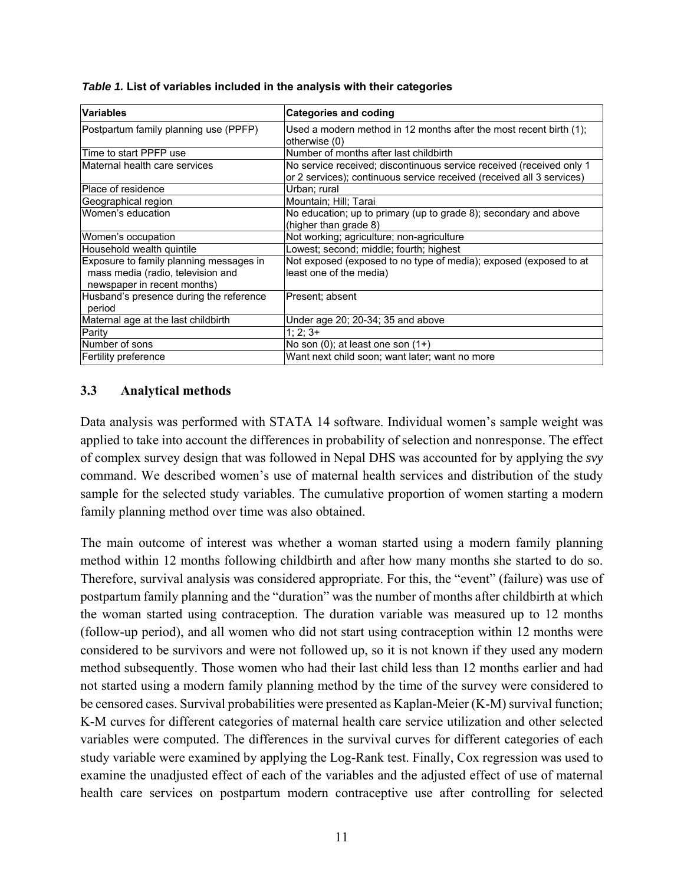*Table 1.* **List of variables included in the analysis with their categories**

| Variables | Categories and coding |
|---|---|
| Postpartum family planning use (PPFP) | Used a modern method in 12 months after the most recent birth (1); otherwise (0) |
| Time to start PPFP use | Number of months after last childbirth |
| Maternal health care services | No service received; discontinuous service received (received only 1 or 2 services); continuous service received (received all 3 services) |
| Place of residence | Urban; rural |
| Geographical region | Mountain; Hill; Tarai |
| Women's education | No education; up to primary (up to grade 8); secondary and above (higher than grade 8) |
| Women's occupation | Not working; agriculture; non-agriculture |
| Household wealth quintile | Lowest; second; middle; fourth; highest |
| Exposure to family planning messages in mass media (radio, television and newspaper in recent months) | Not exposed (exposed to no type of media); exposed (exposed to at least one of the media) |
| Husband's presence during the reference period | Present; absent |
| Maternal age at the last childbirth | Under age 20; 20-34; 35 and above |
| Parity | 1; 2; 3+ |
| Number of sons | No son (0); at least one son (1+) |
| Fertility preference | Want next child soon; want later; want no more |

### 3.3 Analytical methods

Data analysis was performed with STATA 14 software. Individual women's sample weight was applied to take into account the differences in probability of selection and nonresponse. The effect of complex survey design that was followed in Nepal DHS was accounted for by applying the *svy* command. We described women's use of maternal health services and distribution of the study sample for the selected study variables. The cumulative proportion of women starting a modern family planning method over time was also obtained.

The main outcome of interest was whether a woman started using a modern family planning method within 12 months following childbirth and after how many months she started to do so. Therefore, survival analysis was considered appropriate. For this, the "event" (failure) was use of postpartum family planning and the "duration" was the number of months after childbirth at which the woman started using contraception. The duration variable was measured up to 12 months (follow-up period), and all women who did not start using contraception within 12 months were considered to be survivors and were not followed up, so it is not known if they used any modern method subsequently. Those women who had their last child less than 12 months earlier and had not started using a modern family planning method by the time of the survey were considered to be censored cases. Survival probabilities were presented as Kaplan-Meier (K-M) survival function; K-M curves for different categories of maternal health care service utilization and other selected variables were computed. The differences in the survival curves for different categories of each study variable were examined by applying the Log-Rank test. Finally, Cox regression was used to examine the unadjusted effect of each of the variables and the adjusted effect of use of maternal health care services on postpartum modern contraceptive use after controlling for selected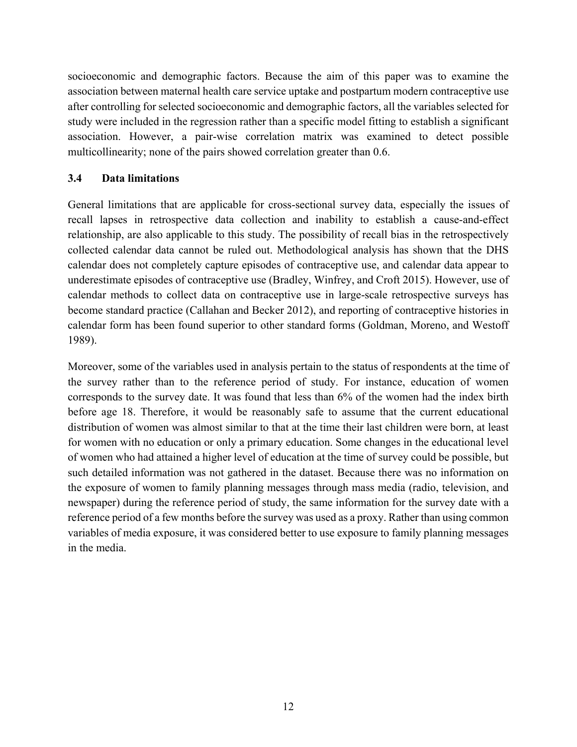socioeconomic and demographic factors. Because the aim of this paper was to examine the association between maternal health care service uptake and postpartum modern contraceptive use after controlling for selected socioeconomic and demographic factors, all the variables selected for study were included in the regression rather than a specific model fitting to establish a significant association. However, a pair-wise correlation matrix was examined to detect possible multicollinearity; none of the pairs showed correlation greater than 0.6.

### 3.4 Data limitations

General limitations that are applicable for cross-sectional survey data, especially the issues of recall lapses in retrospective data collection and inability to establish a cause-and-effect relationship, are also applicable to this study. The possibility of recall bias in the retrospectively collected calendar data cannot be ruled out. Methodological analysis has shown that the DHS calendar does not completely capture episodes of contraceptive use, and calendar data appear to underestimate episodes of contraceptive use (Bradley, Winfrey, and Croft 2015). However, use of calendar methods to collect data on contraceptive use in large-scale retrospective surveys has become standard practice (Callahan and Becker 2012), and reporting of contraceptive histories in calendar form has been found superior to other standard forms (Goldman, Moreno, and Westoff 1989).

Moreover, some of the variables used in analysis pertain to the status of respondents at the time of the survey rather than to the reference period of study. For instance, education of women corresponds to the survey date. It was found that less than 6% of the women had the index birth before age 18. Therefore, it would be reasonably safe to assume that the current educational distribution of women was almost similar to that at the time their last children were born, at least for women with no education or only a primary education. Some changes in the educational level of women who had attained a higher level of education at the time of survey could be possible, but such detailed information was not gathered in the dataset. Because there was no information on the exposure of women to family planning messages through mass media (radio, television, and newspaper) during the reference period of study, the same information for the survey date with a reference period of a few months before the survey was used as a proxy. Rather than using common variables of media exposure, it was considered better to use exposure to family planning messages in the media.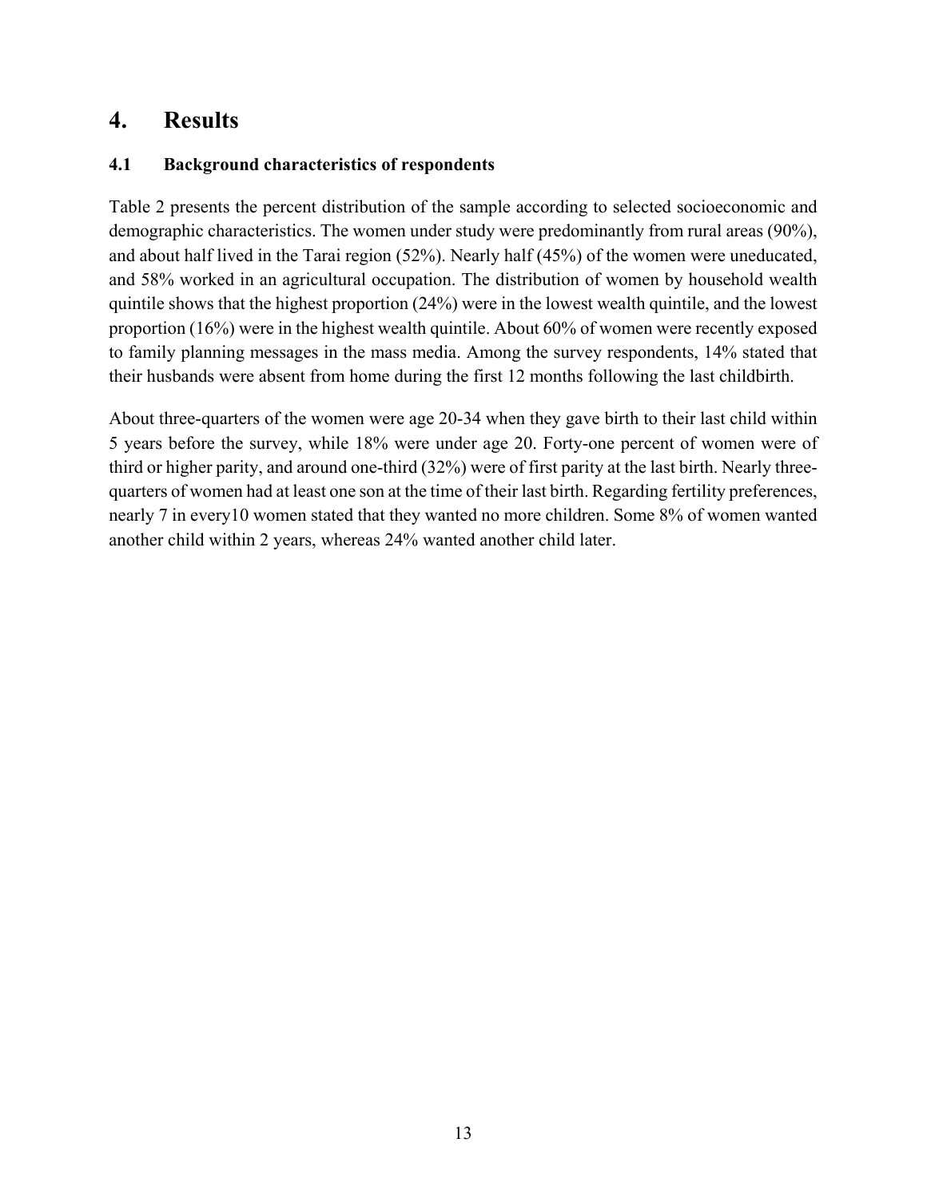# 4. Results

## 4.1 Background characteristics of respondents

Table 2 presents the percent distribution of the sample according to selected socioeconomic and demographic characteristics. The women under study were predominantly from rural areas (90%), and about half lived in the Tarai region (52%). Nearly half (45%) of the women were uneducated, and 58% worked in an agricultural occupation. The distribution of women by household wealth quintile shows that the highest proportion (24%) were in the lowest wealth quintile, and the lowest proportion (16%) were in the highest wealth quintile. About 60% of women were recently exposed to family planning messages in the mass media. Among the survey respondents, 14% stated that their husbands were absent from home during the first 12 months following the last childbirth.

About three-quarters of the women were age 20-34 when they gave birth to their last child within 5 years before the survey, while 18% were under age 20. Forty-one percent of women were of third or higher parity, and around one-third (32%) were of first parity at the last birth. Nearly three-quarters of women had at least one son at the time of their last birth. Regarding fertility preferences, nearly 7 in every10 women stated that they wanted no more children. Some 8% of women wanted another child within 2 years, whereas 24% wanted another child later.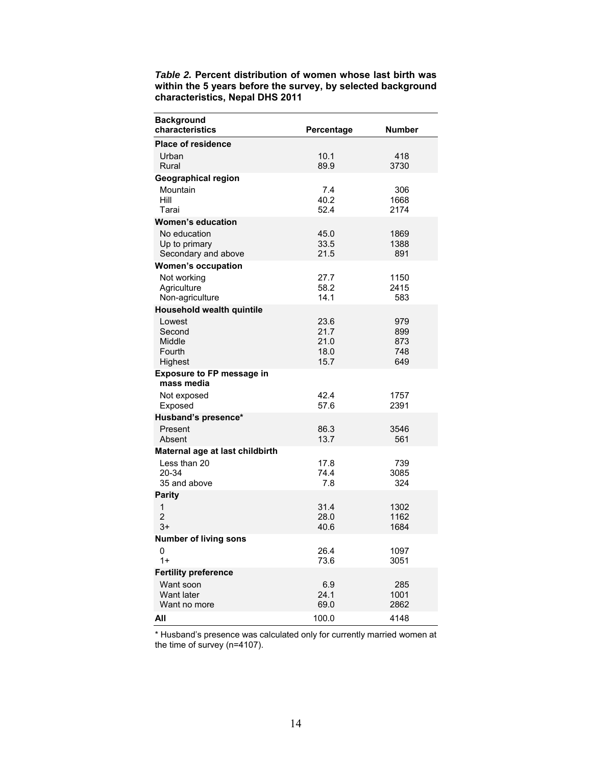***Table 2.* Percent distribution of women whose last birth was within the 5 years before the survey, by selected background characteristics, Nepal DHS 2011**

| Background characteristics | Percentage | Number |
|---|---|---|
| **Place of residence** | | |
| Urban | 10.1 | 418 |
| Rural | 89.9 | 3730 |
| **Geographical region** | | |
| Mountain | 7.4 | 306 |
| Hill | 40.2 | 1668 |
| Tarai | 52.4 | 2174 |
| **Women's education** | | |
| No education | 45.0 | 1869 |
| Up to primary | 33.5 | 1388 |
| Secondary and above | 21.5 | 891 |
| **Women's occupation** | | |
| Not working | 27.7 | 1150 |
| Agriculture | 58.2 | 2415 |
| Non-agriculture | 14.1 | 583 |
| **Household wealth quintile** | | |
| Lowest | 23.6 | 979 |
| Second | 21.7 | 899 |
| Middle | 21.0 | 873 |
| Fourth | 18.0 | 748 |
| Highest | 15.7 | 649 |
| **Exposure to FP message in mass media** | | |
| Not exposed | 42.4 | 1757 |
| Exposed | 57.6 | 2391 |
| **Husband's presence*** | | |
| Present | 86.3 | 3546 |
| Absent | 13.7 | 561 |
| **Maternal age at last childbirth** | | |
| Less than 20 | 17.8 | 739 |
| 20-34 | 74.4 | 3085 |
| 35 and above | 7.8 | 324 |
| **Parity** | | |
| 1 | 31.4 | 1302 |
| 2 | 28.0 | 1162 |
| 3+ | 40.6 | 1684 |
| **Number of living sons** | | |
| 0 | 26.4 | 1097 |
| 1+ | 73.6 | 3051 |
| **Fertility preference** | | |
| Want soon | 6.9 | 285 |
| Want later | 24.1 | 1001 |
| Want no more | 69.0 | 2862 |
| **All** | 100.0 | 4148 |

* Husband's presence was calculated only for currently married women at the time of survey (n=4107).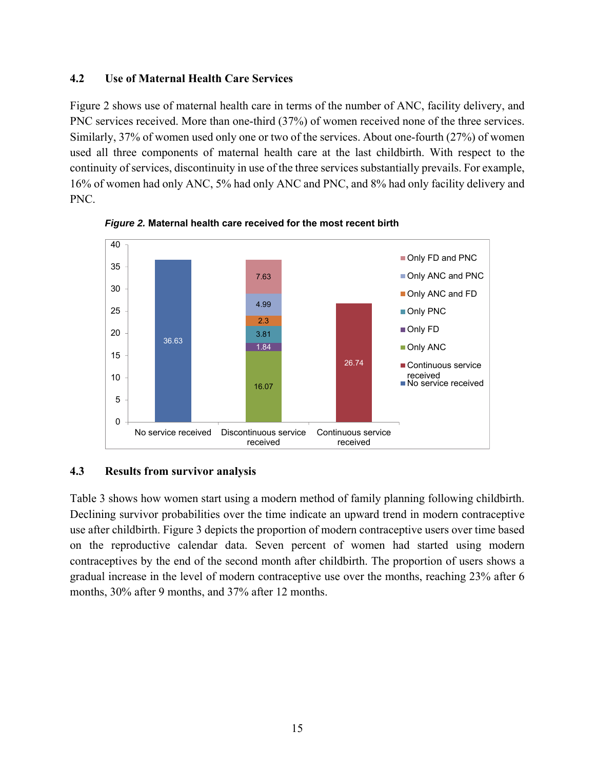## 4.2 Use of Maternal Health Care Services

Figure 2 shows use of maternal health care in terms of the number of ANC, facility delivery, and PNC services received. More than one-third (37%) of women received none of the three services. Similarly, 37% of women used only one or two of the services. About one-fourth (27%) of women used all three components of maternal health care at the last childbirth. With respect to the continuity of services, discontinuity in use of the three services substantially prevails. For example, 16% of women had only ANC, 5% had only ANC and PNC, and 8% had only facility delivery and PNC.

***Figure 2.*** **Maternal health care received for the most recent birth**

| Category | No service received | Only ANC | Only FD | Only PNC | Only ANC and FD | Only ANC and PNC | Only FD and PNC | Continuous service received |
|---|---|---|---|---|---|---|---|---|
| No service received | 36.63 | | | | | | | |
| Discontinuous service received | | 16.07 | 1.84 | 3.81 | 2.3 | 4.99 | 7.63 | |
| Continuous service received | | | | | | | | 26.74 |

## 4.3 Results from survivor analysis

Table 3 shows how women start using a modern method of family planning following childbirth. Declining survivor probabilities over the time indicate an upward trend in modern contraceptive use after childbirth. Figure 3 depicts the proportion of modern contraceptive users over time based on the reproductive calendar data. Seven percent of women had started using modern contraceptives by the end of the second month after childbirth. The proportion of users shows a gradual increase in the level of modern contraceptive use over the months, reaching 23% after 6 months, 30% after 9 months, and 37% after 12 months.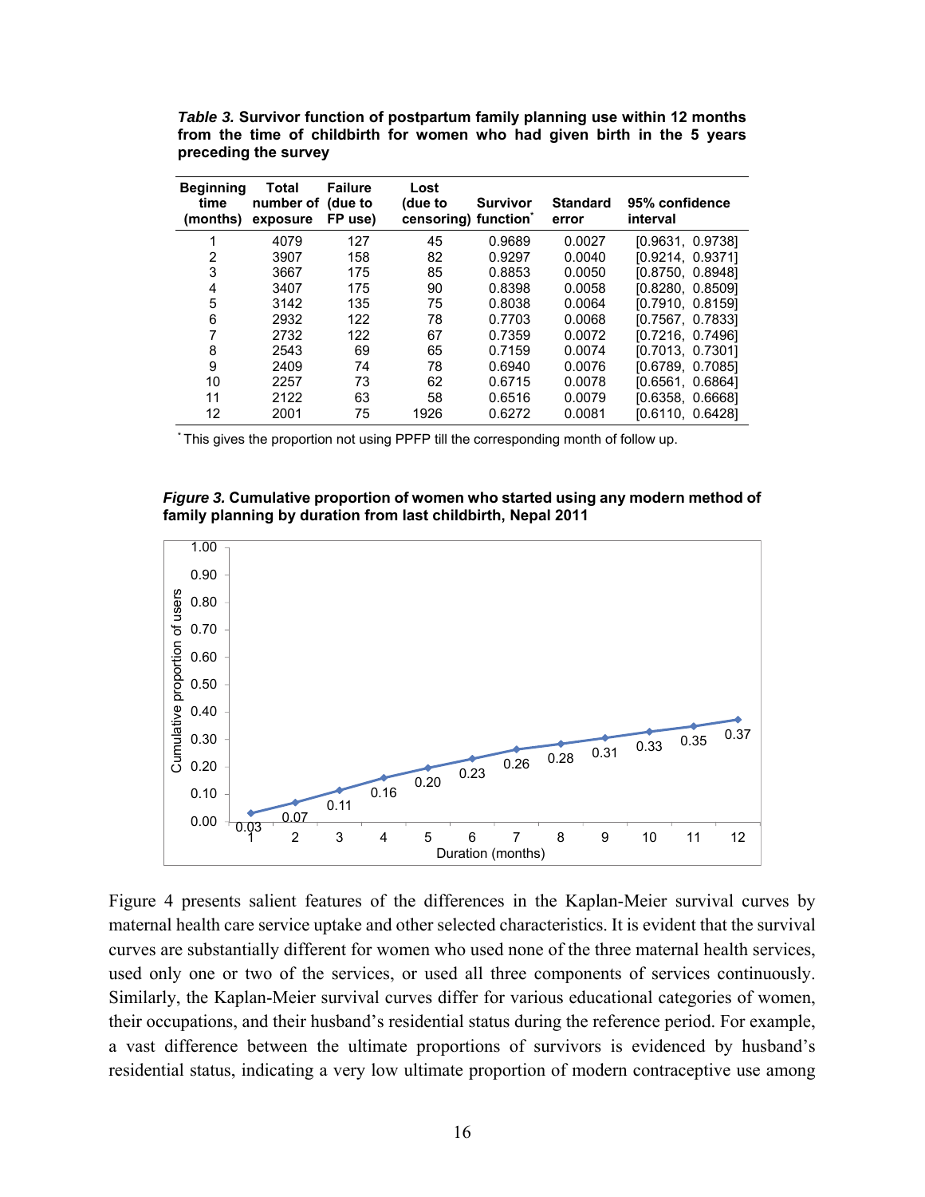***Table 3.*** **Survivor function of postpartum family planning use within 12 months from the time of childbirth for women who had given birth in the 5 years preceding the survey**

| Beginning time (months) | Total number of exposure | Failure (due to FP use) | Lost (due to censoring) | Survivor function* | Standard error | 95% confidence interval |
|---|---|---|---|---|---|---|
| 1 | 4079 | 127 | 45 | 0.9689 | 0.0027 | [0.9631, 0.9738] |
| 2 | 3907 | 158 | 82 | 0.9297 | 0.0040 | [0.9214, 0.9371] |
| 3 | 3667 | 175 | 85 | 0.8853 | 0.0050 | [0.8750, 0.8948] |
| 4 | 3407 | 175 | 90 | 0.8398 | 0.0058 | [0.8280, 0.8509] |
| 5 | 3142 | 135 | 75 | 0.8038 | 0.0064 | [0.7910, 0.8159] |
| 6 | 2932 | 122 | 78 | 0.7703 | 0.0068 | [0.7567, 0.7833] |
| 7 | 2732 | 122 | 67 | 0.7359 | 0.0072 | [0.7216, 0.7496] |
| 8 | 2543 | 69 | 65 | 0.7159 | 0.0074 | [0.7013, 0.7301] |
| 9 | 2409 | 74 | 78 | 0.6940 | 0.0076 | [0.6789, 0.7085] |
| 10 | 2257 | 73 | 62 | 0.6715 | 0.0078 | [0.6561, 0.6864] |
| 11 | 2122 | 63 | 58 | 0.6516 | 0.0079 | [0.6358, 0.6668] |
| 12 | 2001 | 75 | 1926 | 0.6272 | 0.0081 | [0.6110, 0.6428] |

\* This gives the proportion not using PPFP till the corresponding month of follow up.

***Figure 3.*** **Cumulative proportion of women who started using any modern method of family planning by duration from last childbirth, Nepal 2011**

Figure 4 presents salient features of the differences in the Kaplan-Meier survival curves by maternal health care service uptake and other selected characteristics. It is evident that the survival curves are substantially different for women who used none of the three maternal health services, used only one or two of the services, or used all three components of services continuously. Similarly, the Kaplan-Meier survival curves differ for various educational categories of women, their occupations, and their husband's residential status during the reference period. For example, a vast difference between the ultimate proportions of survivors is evidenced by husband's residential status, indicating a very low ultimate proportion of modern contraceptive use among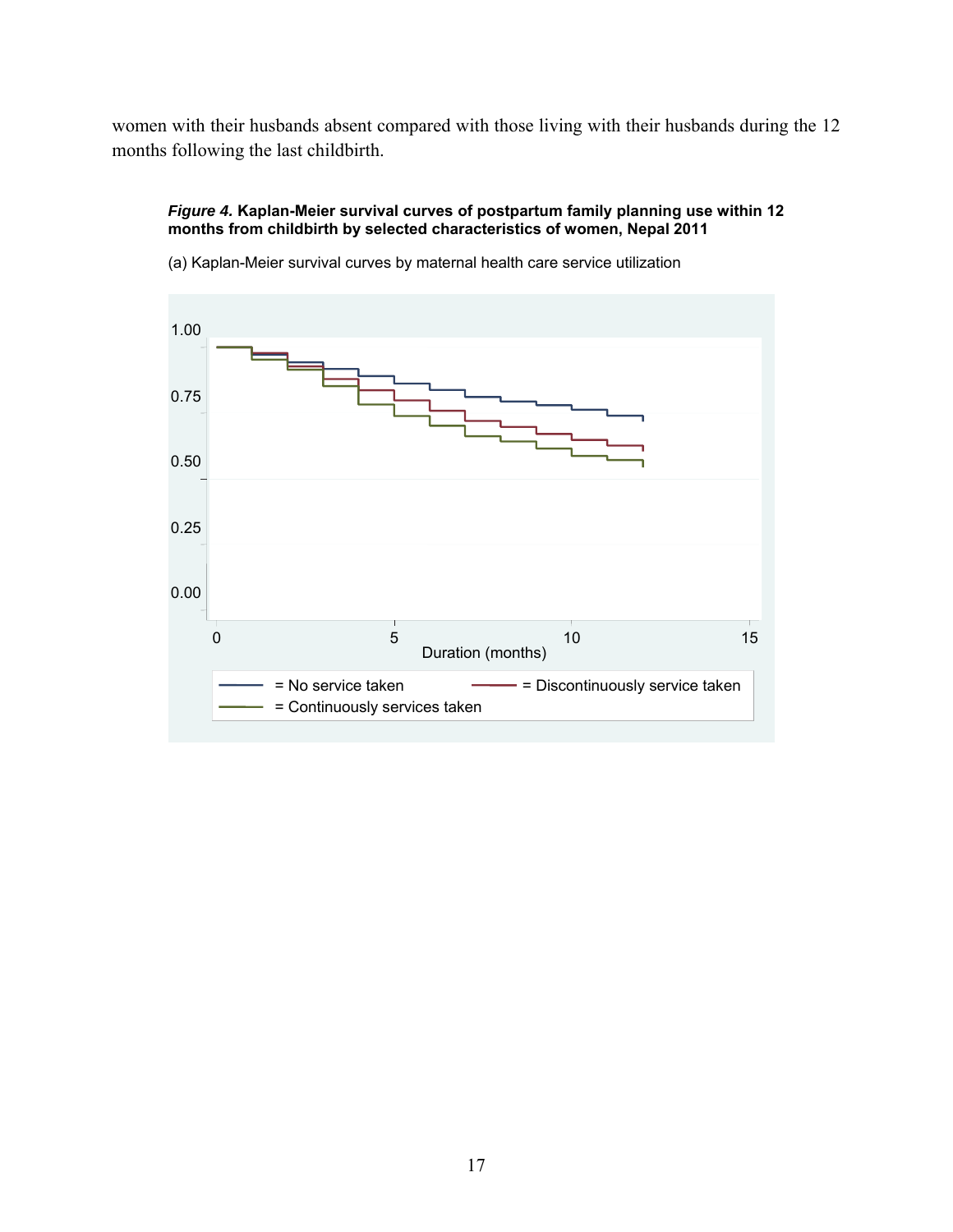women with their husbands absent compared with those living with their husbands during the 12 months following the last childbirth.

***Figure 4.*** **Kaplan-Meier survival curves of postpartum family planning use within 12 months from childbirth by selected characteristics of women, Nepal 2011**

(a) Kaplan-Meier survival curves by maternal health care service utilization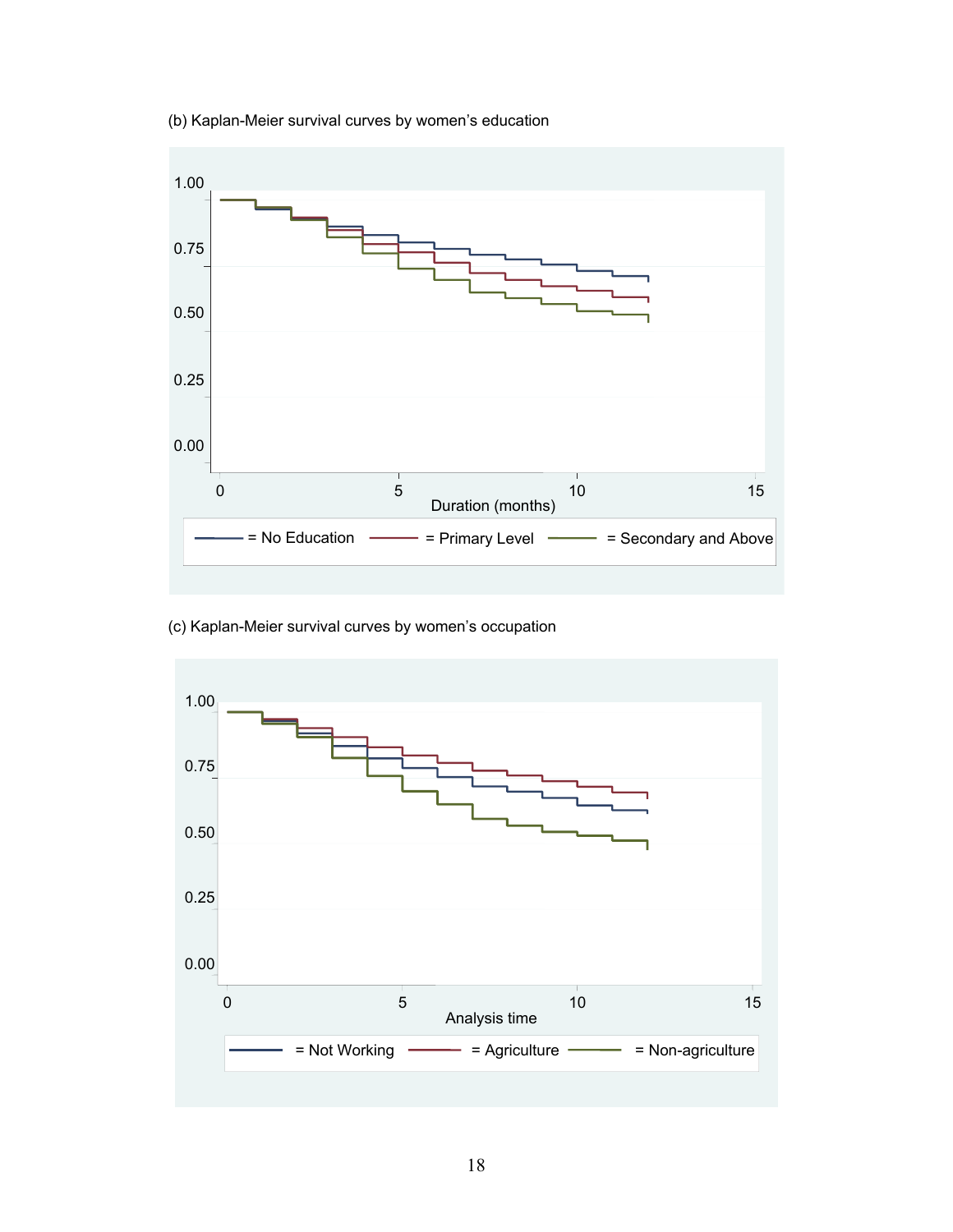(b) Kaplan-Meier survival curves by women's education

(c) Kaplan-Meier survival curves by women's occupation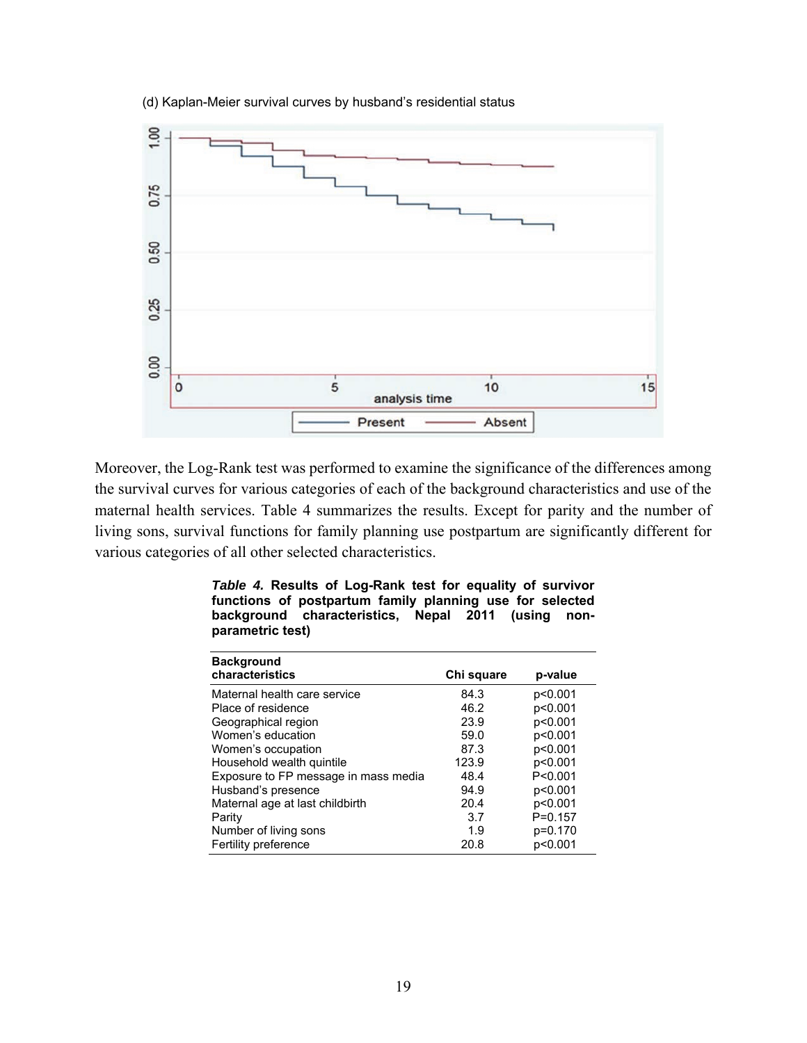(d) Kaplan-Meier survival curves by husband's residential status

Moreover, the Log-Rank test was performed to examine the significance of the differences among the survival curves for various categories of each of the background characteristics and use of the maternal health services. Table 4 summarizes the results. Except for parity and the number of living sons, survival functions for family planning use postpartum are significantly different for various categories of all other selected characteristics.

***Table 4.*** **Results of Log-Rank test for equality of survivor functions of postpartum family planning use for selected background characteristics, Nepal 2011 (using non-parametric test)**

| Background characteristics | Chi square | p-value |
|---|---|---|
| Maternal health care service | 84.3 | p<0.001 |
| Place of residence | 46.2 | p<0.001 |
| Geographical region | 23.9 | p<0.001 |
| Women's education | 59.0 | p<0.001 |
| Women's occupation | 87.3 | p<0.001 |
| Household wealth quintile | 123.9 | p<0.001 |
| Exposure to FP message in mass media | 48.4 | P<0.001 |
| Husband's presence | 94.9 | p<0.001 |
| Maternal age at last childbirth | 20.4 | p<0.001 |
| Parity | 3.7 | P=0.157 |
| Number of living sons | 1.9 | p=0.170 |
| Fertility preference | 20.8 | p<0.001 |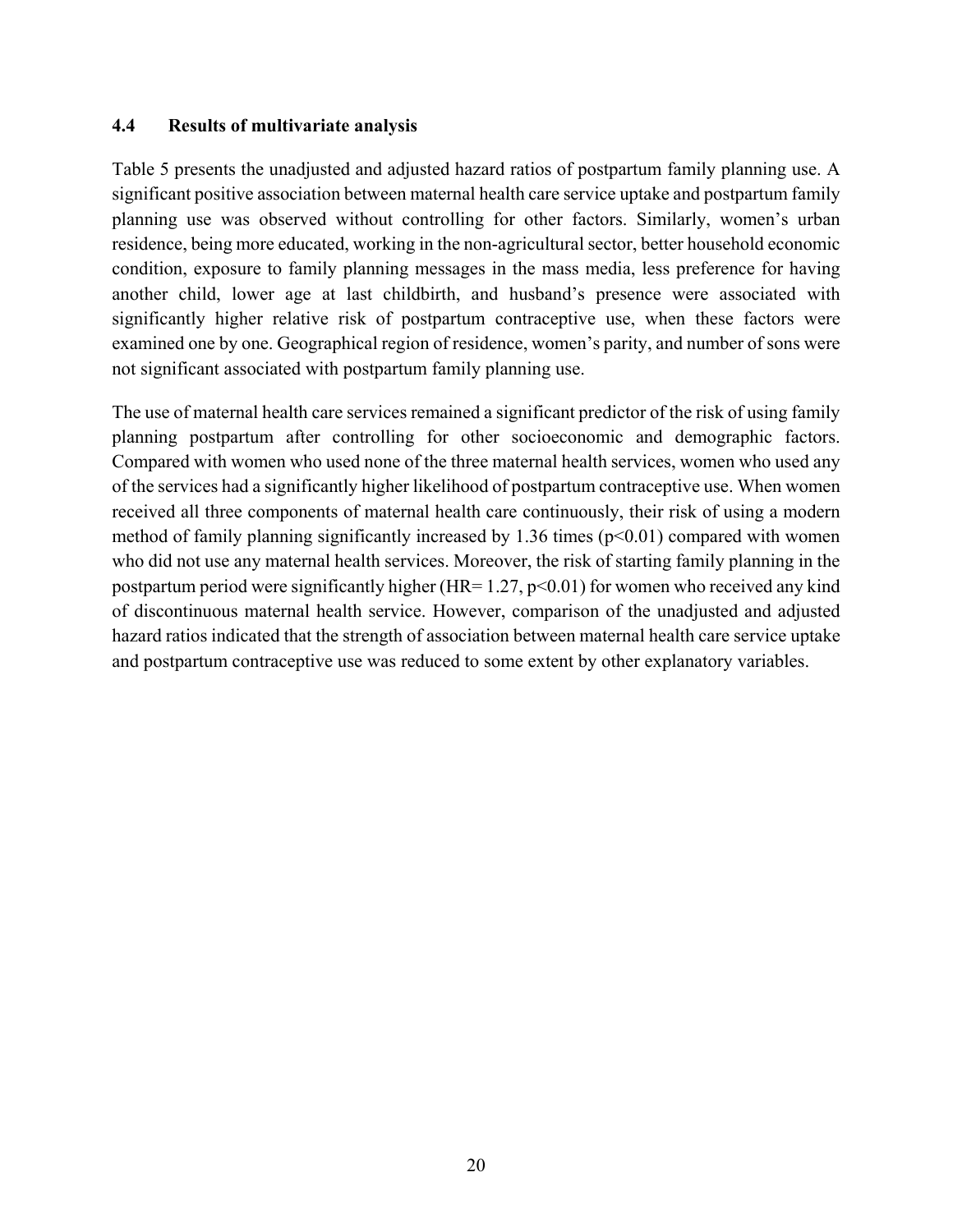### 4.4 Results of multivariate analysis

Table 5 presents the unadjusted and adjusted hazard ratios of postpartum family planning use. A significant positive association between maternal health care service uptake and postpartum family planning use was observed without controlling for other factors. Similarly, women's urban residence, being more educated, working in the non-agricultural sector, better household economic condition, exposure to family planning messages in the mass media, less preference for having another child, lower age at last childbirth, and husband's presence were associated with significantly higher relative risk of postpartum contraceptive use, when these factors were examined one by one. Geographical region of residence, women's parity, and number of sons were not significant associated with postpartum family planning use.

The use of maternal health care services remained a significant predictor of the risk of using family planning postpartum after controlling for other socioeconomic and demographic factors. Compared with women who used none of the three maternal health services, women who used any of the services had a significantly higher likelihood of postpartum contraceptive use. When women received all three components of maternal health care continuously, their risk of using a modern method of family planning significantly increased by 1.36 times ($p<0.01$) compared with women who did not use any maternal health services. Moreover, the risk of starting family planning in the postpartum period were significantly higher (HR= 1.27, $p<0.01$) for women who received any kind of discontinuous maternal health service. However, comparison of the unadjusted and adjusted hazard ratios indicated that the strength of association between maternal health care service uptake and postpartum contraceptive use was reduced to some extent by other explanatory variables.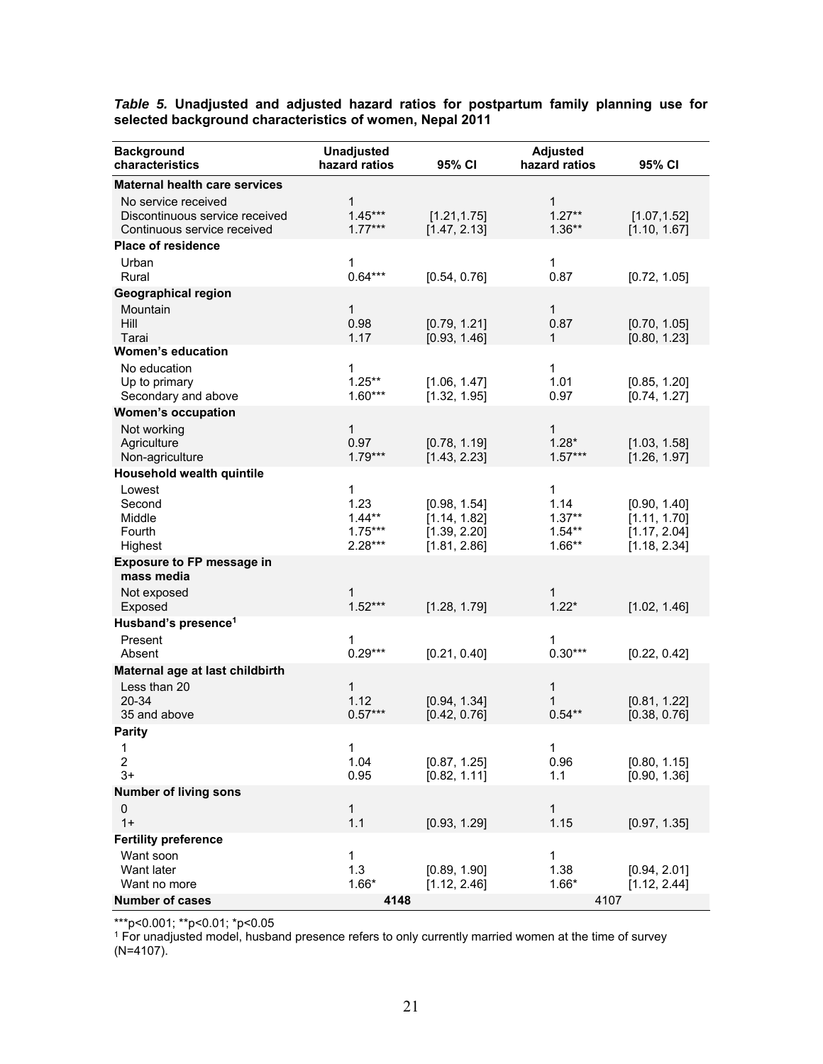***Table 5.*** **Unadjusted and adjusted hazard ratios for postpartum family planning use for selected background characteristics of women, Nepal 2011**

| Background characteristics | Unadjusted hazard ratios | 95% CI | Adjusted hazard ratios | 95% CI |
|---|---|---|---|---|
| **Maternal health care services** | | | | |
| No service received | 1 | | 1 | |
| Discontinuous service received | 1.45*** | [1.21,1.75] | 1.27** | [1.07,1.52] |
| Continuous service received | 1.77*** | [1.47, 2.13] | 1.36** | [1.10, 1.67] |
| **Place of residence** | | | | |
| Urban | 1 | | 1 | |
| Rural | 0.64*** | [0.54, 0.76] | 0.87 | [0.72, 1.05] |
| **Geographical region** | | | | |
| Mountain | 1 | | 1 | |
| Hill | 0.98 | [0.79, 1.21] | 0.87 | [0.70, 1.05] |
| Tarai | 1.17 | [0.93, 1.46] | 1 | [0.80, 1.23] |
| **Women's education** | | | | |
| No education | 1 | | 1 | |
| Up to primary | 1.25** | [1.06, 1.47] | 1.01 | [0.85, 1.20] |
| Secondary and above | 1.60*** | [1.32, 1.95] | 0.97 | [0.74, 1.27] |
| **Women's occupation** | | | | |
| Not working | 1 | | 1 | |
| Agriculture | 0.97 | [0.78, 1.19] | 1.28* | [1.03, 1.58] |
| Non-agriculture | 1.79*** | [1.43, 2.23] | 1.57*** | [1.26, 1.97] |
| **Household wealth quintile** | | | | |
| Lowest | 1 | | 1 | |
| Second | 1.23 | [0.98, 1.54] | 1.14 | [0.90, 1.40] |
| Middle | 1.44** | [1.14, 1.82] | 1.37** | [1.11, 1.70] |
| Fourth | 1.75*** | [1.39, 2.20] | 1.54** | [1.17, 2.04] |
| Highest | 2.28*** | [1.81, 2.86] | 1.66** | [1.18, 2.34] |
| **Exposure to FP message in mass media** | | | | |
| Not exposed | 1 | | 1 | |
| Exposed | 1.52*** | [1.28, 1.79] | 1.22* | [1.02, 1.46] |
| **Husband's presence[1]** | | | | |
| Present | 1 | | 1 | |
| Absent | 0.29*** | [0.21, 0.40] | 0.30*** | [0.22, 0.42] |
| **Maternal age at last childbirth** | | | | |
| Less than 20 | 1 | | 1 | |
| 20-34 | 1.12 | [0.94, 1.34] | 1 | [0.81, 1.22] |
| 35 and above | 0.57*** | [0.42, 0.76] | 0.54** | [0.38, 0.76] |
| **Parity** | | | | |
| 1 | 1 | | 1 | |
| 2 | 1.04 | [0.87, 1.25] | 0.96 | [0.80, 1.15] |
| 3+ | 0.95 | [0.82, 1.11] | 1.1 | [0.90, 1.36] |
| **Number of living sons** | | | | |
| 0 | 1 | | 1 | |
| 1+ | 1.1 | [0.93, 1.29] | 1.15 | [0.97, 1.35] |
| **Fertility preference** | | | | |
| Want soon | 1 | | 1 | |
| Want later | 1.3 | [0.89, 1.90] | 1.38 | [0.94, 2.01] |
| Want no more | 1.66* | [1.12, 2.46] | 1.66* | [1.12, 2.44] |
| **Number of cases** | **4148** | | 4107 | |

***p<0.001; **p<0.01; *p<0.05

[1] For unadjusted model, husband presence refers to only currently married women at the time of survey (N=4107).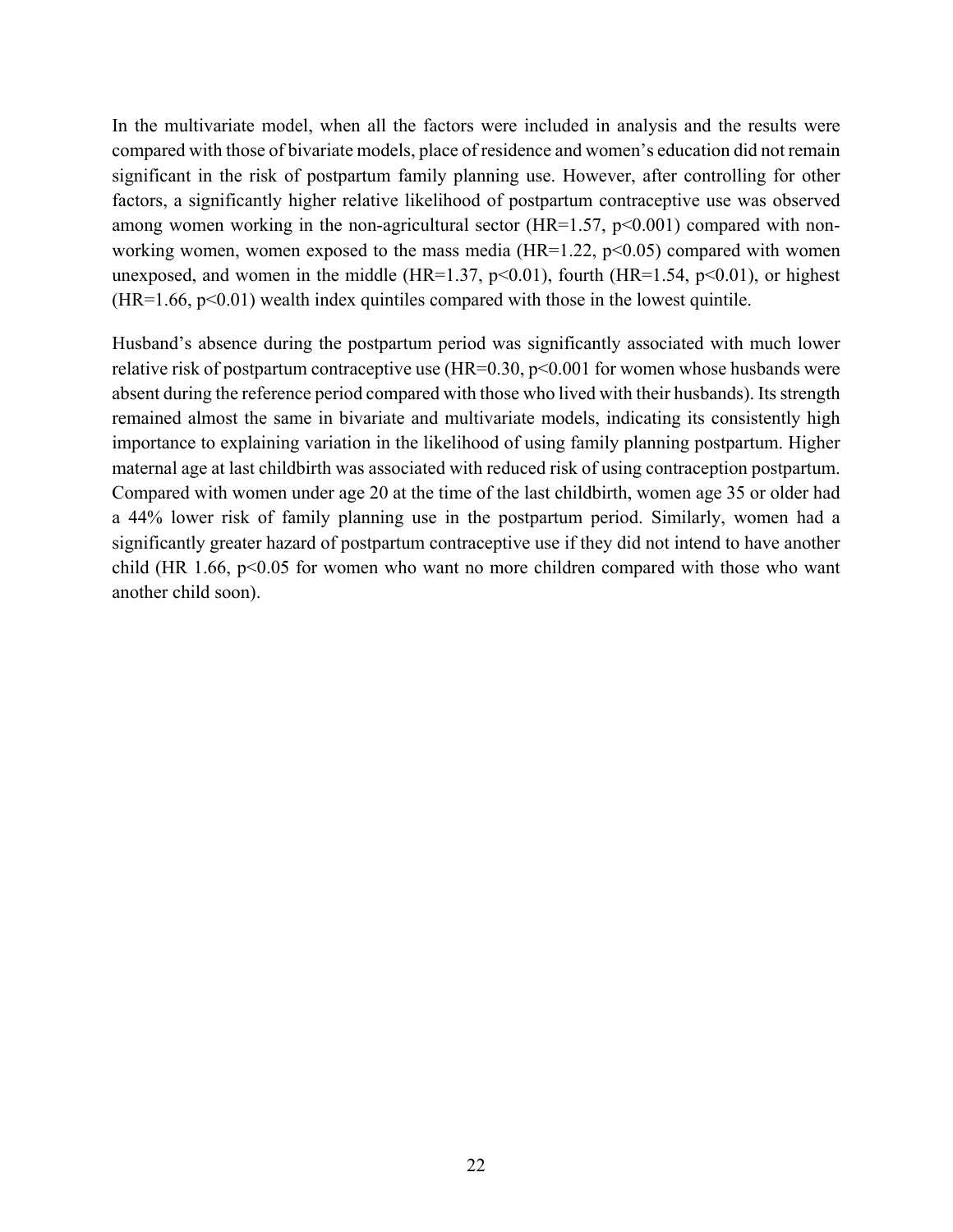In the multivariate model, when all the factors were included in analysis and the results were compared with those of bivariate models, place of residence and women's education did not remain significant in the risk of postpartum family planning use. However, after controlling for other factors, a significantly higher relative likelihood of postpartum contraceptive use was observed among women working in the non-agricultural sector (HR=1.57, $p<0.001$) compared with non-working women, women exposed to the mass media (HR=1.22, $p<0.05$) compared with women unexposed, and women in the middle (HR=1.37, $p<0.01$), fourth (HR=1.54, $p<0.01$), or highest (HR=1.66, $p<0.01$) wealth index quintiles compared with those in the lowest quintile.

Husband's absence during the postpartum period was significantly associated with much lower relative risk of postpartum contraceptive use (HR=0.30, $p<0.001$ for women whose husbands were absent during the reference period compared with those who lived with their husbands). Its strength remained almost the same in bivariate and multivariate models, indicating its consistently high importance to explaining variation in the likelihood of using family planning postpartum. Higher maternal age at last childbirth was associated with reduced risk of using contraception postpartum. Compared with women under age 20 at the time of the last childbirth, women age 35 or older had a 44% lower risk of family planning use in the postpartum period. Similarly, women had a significantly greater hazard of postpartum contraceptive use if they did not intend to have another child (HR 1.66, $p<0.05$ for women who want no more children compared with those who want another child soon).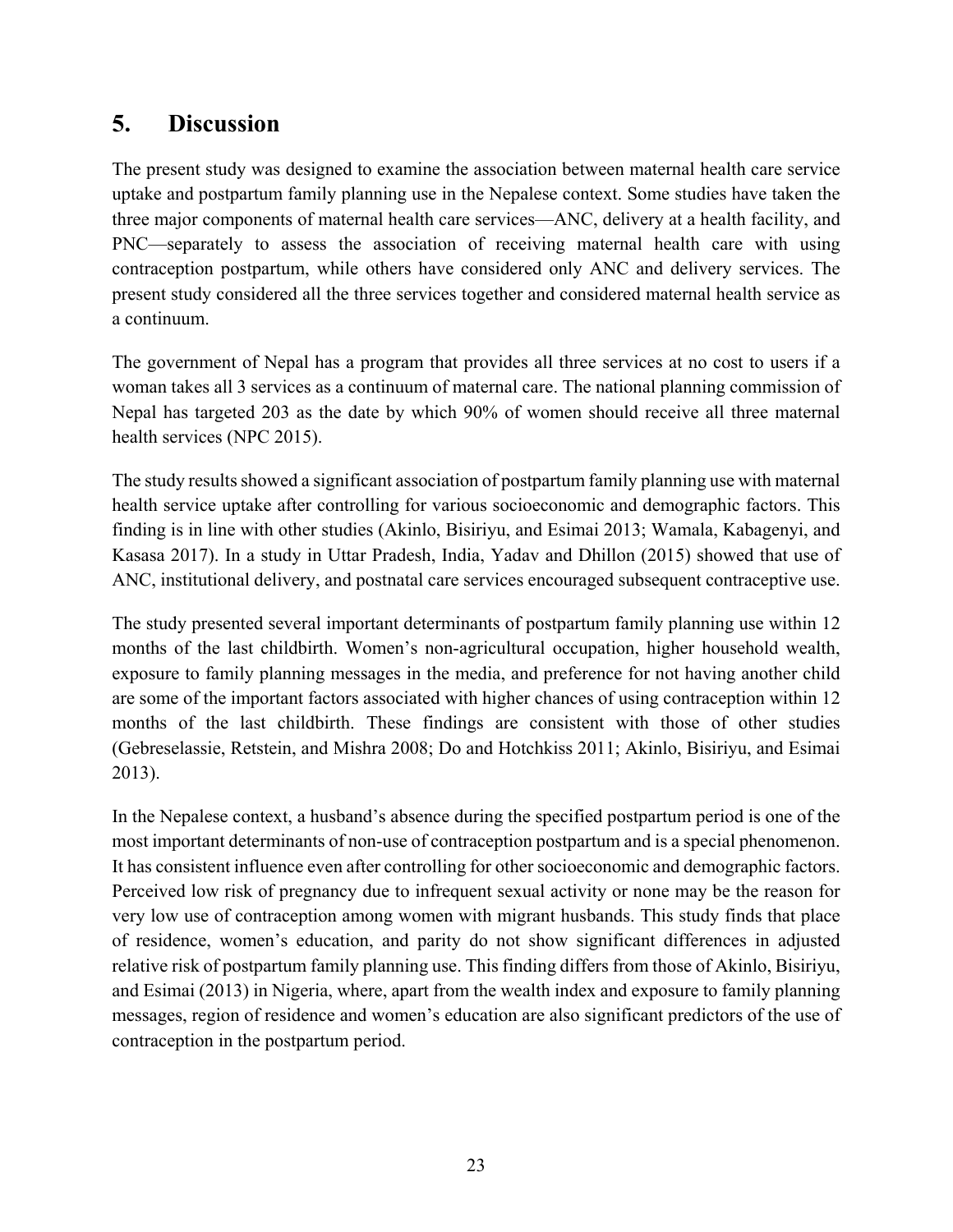## 5. Discussion

The present study was designed to examine the association between maternal health care service uptake and postpartum family planning use in the Nepalese context. Some studies have taken the three major components of maternal health care services—ANC, delivery at a health facility, and PNC—separately to assess the association of receiving maternal health care with using contraception postpartum, while others have considered only ANC and delivery services. The present study considered all the three services together and considered maternal health service as a continuum.

The government of Nepal has a program that provides all three services at no cost to users if a woman takes all 3 services as a continuum of maternal care. The national planning commission of Nepal has targeted 203 as the date by which 90% of women should receive all three maternal health services (NPC 2015).

The study results showed a significant association of postpartum family planning use with maternal health service uptake after controlling for various socioeconomic and demographic factors. This finding is in line with other studies (Akinlo, Bisiriyu, and Esimai 2013; Wamala, Kabagenyi, and Kasasa 2017). In a study in Uttar Pradesh, India, Yadav and Dhillon (2015) showed that use of ANC, institutional delivery, and postnatal care services encouraged subsequent contraceptive use.

The study presented several important determinants of postpartum family planning use within 12 months of the last childbirth. Women's non-agricultural occupation, higher household wealth, exposure to family planning messages in the media, and preference for not having another child are some of the important factors associated with higher chances of using contraception within 12 months of the last childbirth. These findings are consistent with those of other studies (Gebreselassie, Retstein, and Mishra 2008; Do and Hotchkiss 2011; Akinlo, Bisiriyu, and Esimai 2013).

In the Nepalese context, a husband's absence during the specified postpartum period is one of the most important determinants of non-use of contraception postpartum and is a special phenomenon. It has consistent influence even after controlling for other socioeconomic and demographic factors. Perceived low risk of pregnancy due to infrequent sexual activity or none may be the reason for very low use of contraception among women with migrant husbands. This study finds that place of residence, women's education, and parity do not show significant differences in adjusted relative risk of postpartum family planning use. This finding differs from those of Akinlo, Bisiriyu, and Esimai (2013) in Nigeria, where, apart from the wealth index and exposure to family planning messages, region of residence and women's education are also significant predictors of the use of contraception in the postpartum period.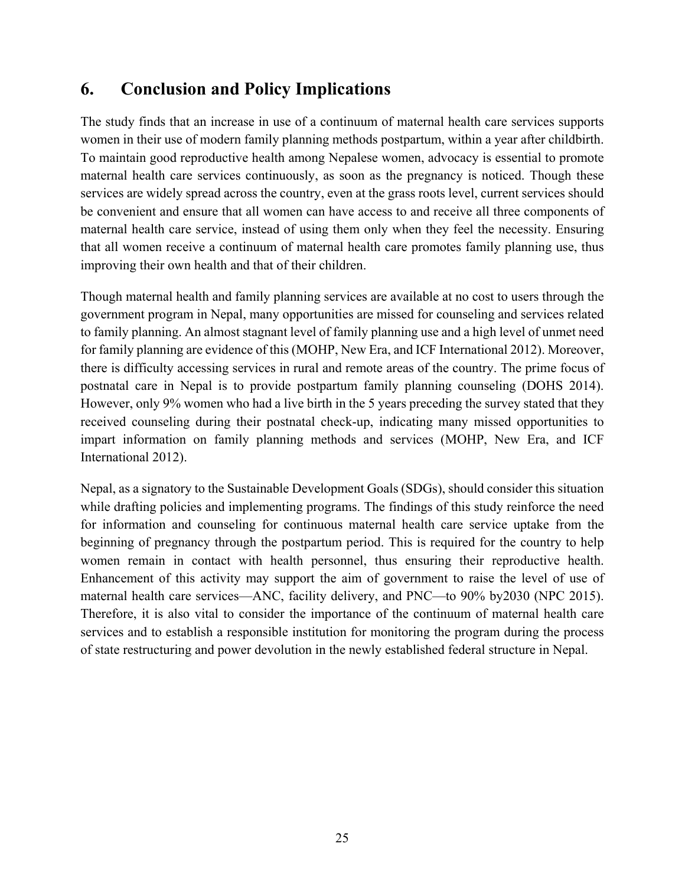## 6. Conclusion and Policy Implications

The study finds that an increase in use of a continuum of maternal health care services supports women in their use of modern family planning methods postpartum, within a year after childbirth. To maintain good reproductive health among Nepalese women, advocacy is essential to promote maternal health care services continuously, as soon as the pregnancy is noticed. Though these services are widely spread across the country, even at the grass roots level, current services should be convenient and ensure that all women can have access to and receive all three components of maternal health care service, instead of using them only when they feel the necessity. Ensuring that all women receive a continuum of maternal health care promotes family planning use, thus improving their own health and that of their children.

Though maternal health and family planning services are available at no cost to users through the government program in Nepal, many opportunities are missed for counseling and services related to family planning. An almost stagnant level of family planning use and a high level of unmet need for family planning are evidence of this (MOHP, New Era, and ICF International 2012). Moreover, there is difficulty accessing services in rural and remote areas of the country. The prime focus of postnatal care in Nepal is to provide postpartum family planning counseling (DOHS 2014). However, only 9% women who had a live birth in the 5 years preceding the survey stated that they received counseling during their postnatal check-up, indicating many missed opportunities to impart information on family planning methods and services (MOHP, New Era, and ICF International 2012).

Nepal, as a signatory to the Sustainable Development Goals (SDGs), should consider this situation while drafting policies and implementing programs. The findings of this study reinforce the need for information and counseling for continuous maternal health care service uptake from the beginning of pregnancy through the postpartum period. This is required for the country to help women remain in contact with health personnel, thus ensuring their reproductive health. Enhancement of this activity may support the aim of government to raise the level of use of maternal health care services—ANC, facility delivery, and PNC—to 90% by2030 (NPC 2015). Therefore, it is also vital to consider the importance of the continuum of maternal health care services and to establish a responsible institution for monitoring the program during the process of state restructuring and power devolution in the newly established federal structure in Nepal.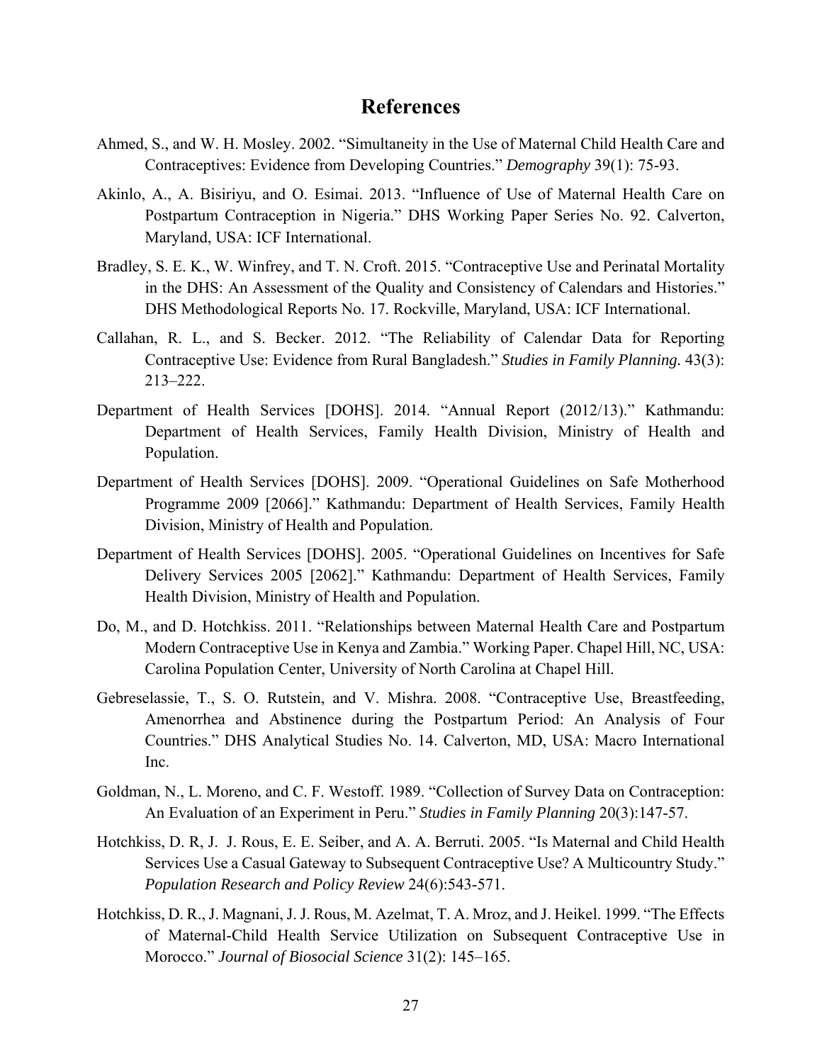# References

Ahmed, S., and W. H. Mosley. 2002. "Simultaneity in the Use of Maternal Child Health Care and Contraceptives: Evidence from Developing Countries." *Demography* 39(1): 75-93.

Akinlo, A., A. Bisiriyu, and O. Esimai. 2013. "Influence of Use of Maternal Health Care on Postpartum Contraception in Nigeria." DHS Working Paper Series No. 92. Calverton, Maryland, USA: ICF International.

Bradley, S. E. K., W. Winfrey, and T. N. Croft. 2015. "Contraceptive Use and Perinatal Mortality in the DHS: An Assessment of the Quality and Consistency of Calendars and Histories." DHS Methodological Reports No. 17. Rockville, Maryland, USA: ICF International.

Callahan, R. L., and S. Becker. 2012. "The Reliability of Calendar Data for Reporting Contraceptive Use: Evidence from Rural Bangladesh." *Studies in Family Planning.* 43(3): 213–222.

Department of Health Services [DOHS]. 2014. "Annual Report (2012/13)." Kathmandu: Department of Health Services, Family Health Division, Ministry of Health and Population.

Department of Health Services [DOHS]. 2009. "Operational Guidelines on Safe Motherhood Programme 2009 [2066]." Kathmandu: Department of Health Services, Family Health Division, Ministry of Health and Population.

Department of Health Services [DOHS]. 2005. "Operational Guidelines on Incentives for Safe Delivery Services 2005 [2062]." Kathmandu: Department of Health Services, Family Health Division, Ministry of Health and Population.

Do, M., and D. Hotchkiss. 2011. "Relationships between Maternal Health Care and Postpartum Modern Contraceptive Use in Kenya and Zambia." Working Paper. Chapel Hill, NC, USA: Carolina Population Center, University of North Carolina at Chapel Hill.

Gebreselassie, T., S. O. Rutstein, and V. Mishra. 2008. "Contraceptive Use, Breastfeeding, Amenorrhea and Abstinence during the Postpartum Period: An Analysis of Four Countries." DHS Analytical Studies No. 14. Calverton, MD, USA: Macro International Inc.

Goldman, N., L. Moreno, and C. F. Westoff. 1989. "Collection of Survey Data on Contraception: An Evaluation of an Experiment in Peru." *Studies in Family Planning* 20(3):147-57.

Hotchkiss, D. R, J. J. Rous, E. E. Seiber, and A. A. Berruti. 2005. "Is Maternal and Child Health Services Use a Casual Gateway to Subsequent Contraceptive Use? A Multicountry Study." *Population Research and Policy Review* 24(6):543-571.

Hotchkiss, D. R., J. Magnani, J. J. Rous, M. Azelmat, T. A. Mroz, and J. Heikel. 1999. "The Effects of Maternal-Child Health Service Utilization on Subsequent Contraceptive Use in Morocco." *Journal of Biosocial Science* 31(2): 145–165.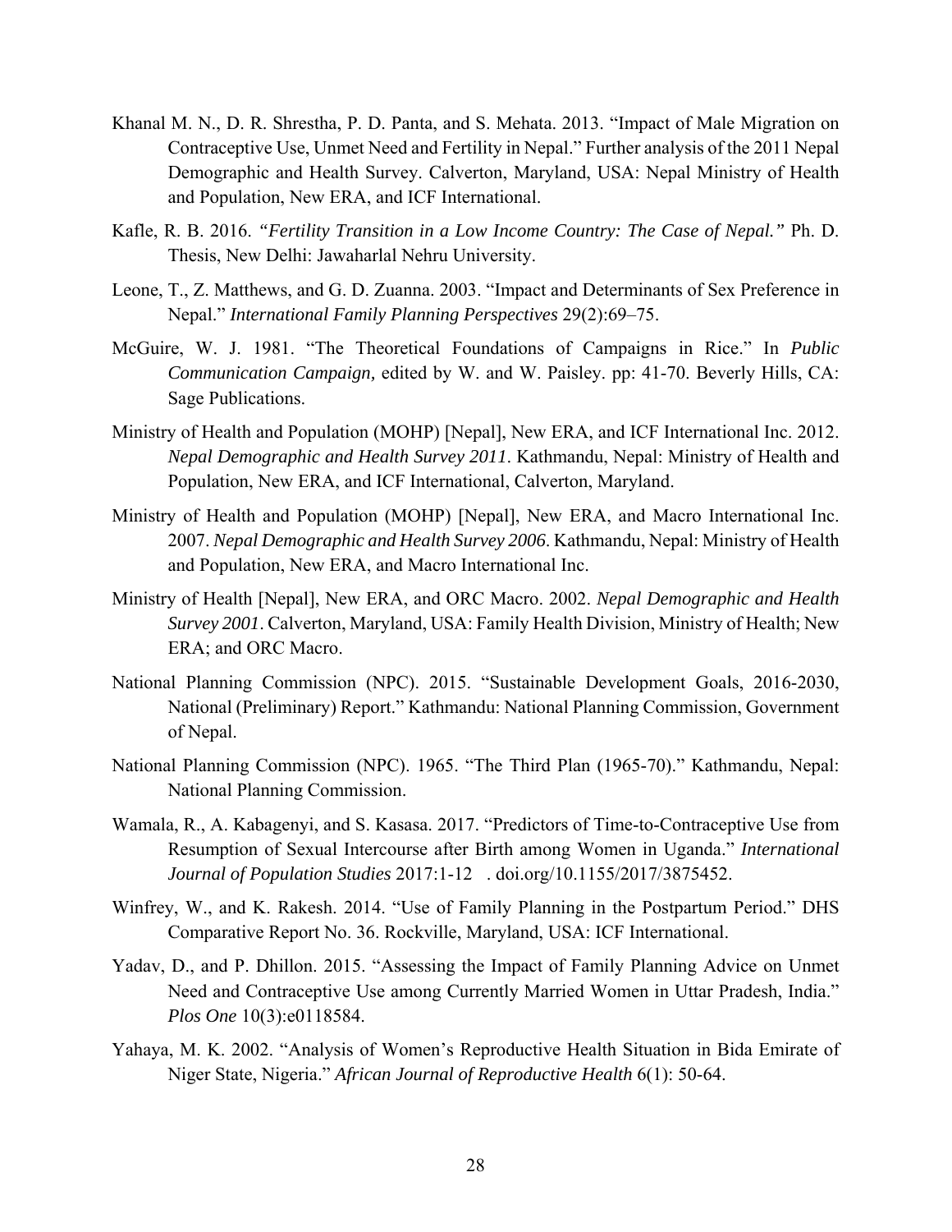Khanal M. N., D. R. Shrestha, P. D. Panta, and S. Mehata. 2013. "Impact of Male Migration on Contraceptive Use, Unmet Need and Fertility in Nepal." Further analysis of the 2011 Nepal Demographic and Health Survey. Calverton, Maryland, USA: Nepal Ministry of Health and Population, New ERA, and ICF International.

Kafle, R. B. 2016. *"Fertility Transition in a Low Income Country: The Case of Nepal."* Ph. D. Thesis, New Delhi: Jawaharlal Nehru University.

Leone, T., Z. Matthews, and G. D. Zuanna. 2003. "Impact and Determinants of Sex Preference in Nepal." *International Family Planning Perspectives* 29(2):69–75.

McGuire, W. J. 1981. "The Theoretical Foundations of Campaigns in Rice." In *Public Communication Campaign,* edited by W. and W. Paisley. pp: 41-70. Beverly Hills, CA: Sage Publications.

Ministry of Health and Population (MOHP) [Nepal], New ERA, and ICF International Inc. 2012. *Nepal Demographic and Health Survey 2011*. Kathmandu, Nepal: Ministry of Health and Population, New ERA, and ICF International, Calverton, Maryland.

Ministry of Health and Population (MOHP) [Nepal], New ERA, and Macro International Inc. 2007. *Nepal Demographic and Health Survey 2006*. Kathmandu, Nepal: Ministry of Health and Population, New ERA, and Macro International Inc.

Ministry of Health [Nepal], New ERA, and ORC Macro. 2002. *Nepal Demographic and Health Survey 2001*. Calverton, Maryland, USA: Family Health Division, Ministry of Health; New ERA; and ORC Macro.

National Planning Commission (NPC). 2015. "Sustainable Development Goals, 2016-2030, National (Preliminary) Report." Kathmandu: National Planning Commission, Government of Nepal.

National Planning Commission (NPC). 1965. "The Third Plan (1965-70)." Kathmandu, Nepal: National Planning Commission.

Wamala, R., A. Kabagenyi, and S. Kasasa. 2017. "Predictors of Time-to-Contraceptive Use from Resumption of Sexual Intercourse after Birth among Women in Uganda." *International Journal of Population Studies* 2017:1-12 . doi.org/10.1155/2017/3875452.

Winfrey, W., and K. Rakesh. 2014. "Use of Family Planning in the Postpartum Period." DHS Comparative Report No. 36. Rockville, Maryland, USA: ICF International.

Yadav, D., and P. Dhillon. 2015. "Assessing the Impact of Family Planning Advice on Unmet Need and Contraceptive Use among Currently Married Women in Uttar Pradesh, India." *Plos One* 10(3):e0118584.

Yahaya, M. K. 2002. "Analysis of Women's Reproductive Health Situation in Bida Emirate of Niger State, Nigeria." *African Journal of Reproductive Health* 6(1): 50-64.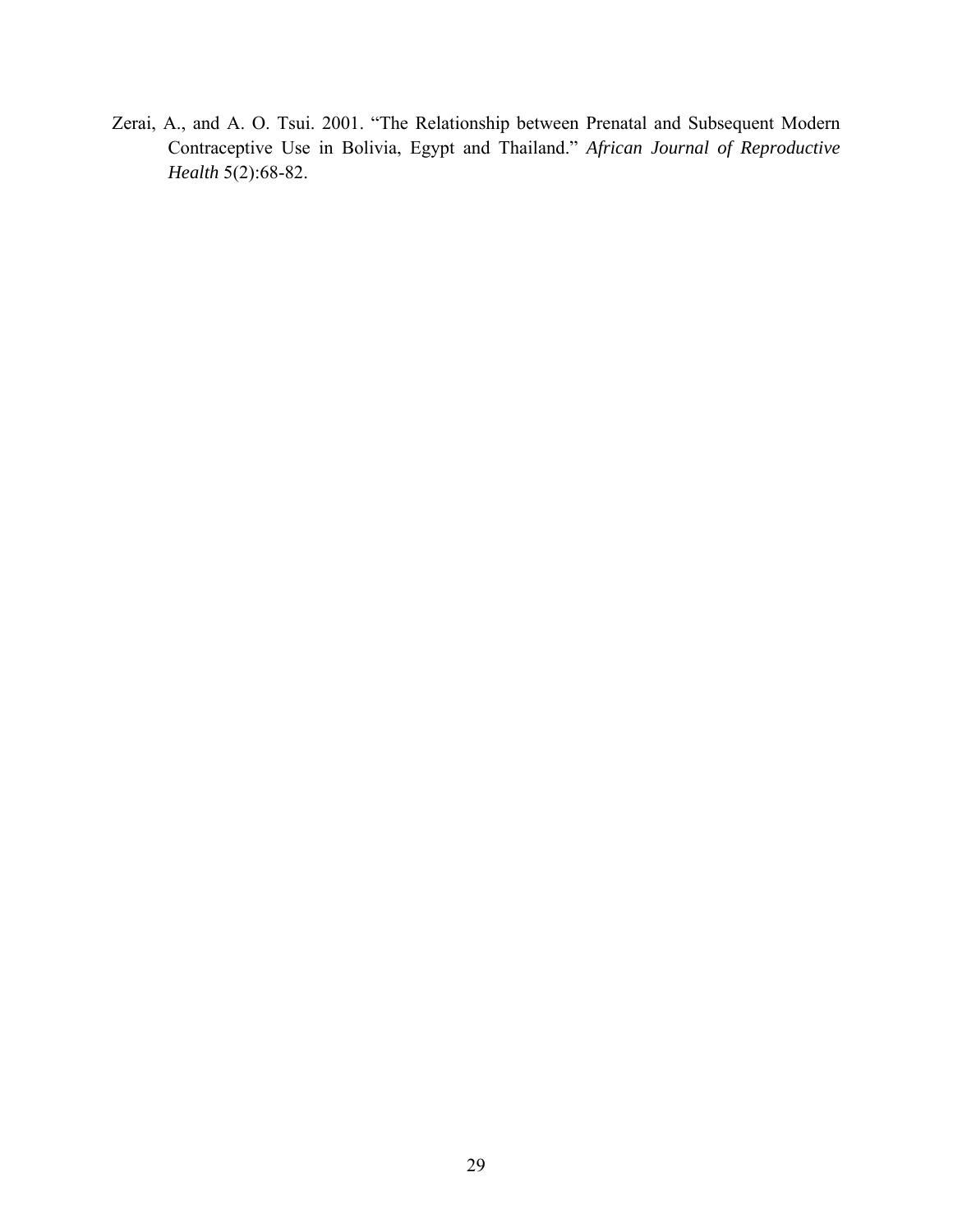Zerai, A., and A. O. Tsui. 2001. "The Relationship between Prenatal and Subsequent Modern Contraceptive Use in Bolivia, Egypt and Thailand." *African Journal of Reproductive Health* 5(2):68-82.